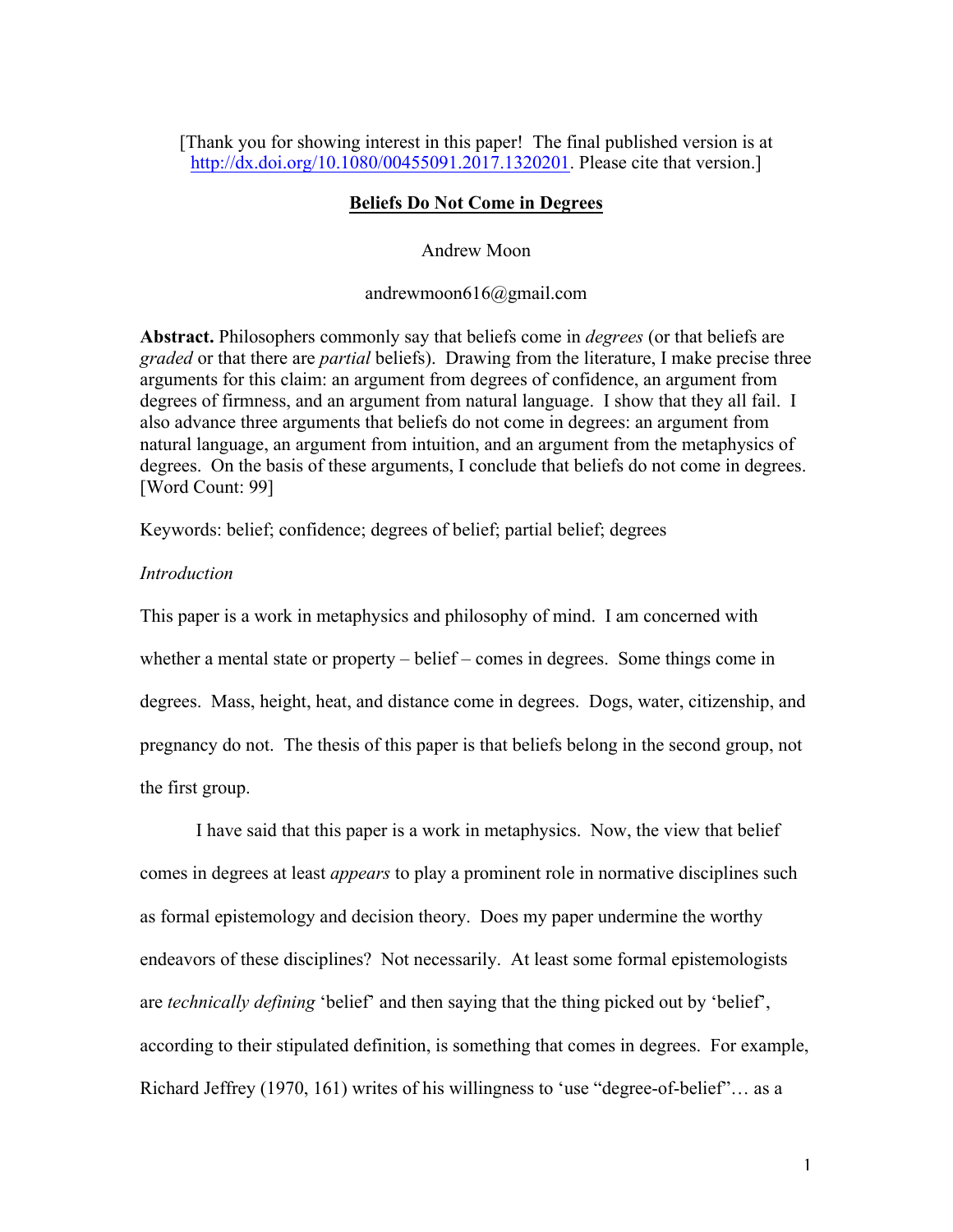[Thank you for showing interest in this paper! The final published version is at http://dx.doi.org/10.1080/00455091.2017.1320201. Please cite that version.]

# Beliefs Do Not Come in Degrees

Andrew Moon

andrewmoon616@gmail.com

**Abstract.** Philosophers commonly say that beliefs come in *degrees* (or that beliefs are *graded* or that there are *partial* beliefs). Drawing from the literature, I make precise three arguments for this claim: an argument from degrees of confidence, an argument from degrees of firmness, and an argument from natural language. I show that they all fail. I also advance three arguments that beliefs do not come in degrees: an argument from natural language, an argument from intuition, and an argument from the metaphysics of degrees. On the basis of these arguments, I conclude that beliefs do not come in degrees. [Word Count: 99]

Keywords: belief; confidence; degrees of belief; partial belief; degrees

## *Introduction*

This paper is a work in metaphysics and philosophy of mind. I am concerned with whether a mental state or property – belief – comes in degrees. Some things come in degrees. Mass, height, heat, and distance come in degrees. Dogs, water, citizenship, and pregnancy do not. The thesis of this paper is that beliefs belong in the second group, not the first group.

I have said that this paper is a work in metaphysics. Now, the view that belief comes in degrees at least *appears* to play a prominent role in normative disciplines such as formal epistemology and decision theory. Does my paper undermine the worthy endeavors of these disciplines? Not necessarily. At least some formal epistemologists are *technically defining* 'belief' and then saying that the thing picked out by 'belief', according to their stipulated definition, is something that comes in degrees. For example, Richard Jeffrey (1970, 161) writes of his willingness to 'use "degree-of-belief"… as a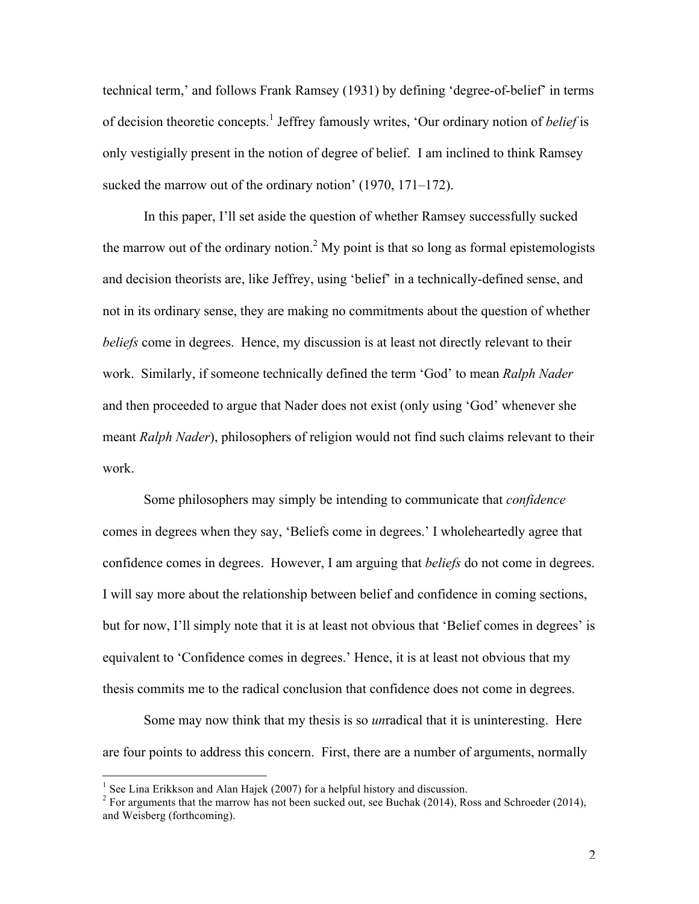technical term,' and follows Frank Ramsey (1931) by defining 'degree-of-belief' in terms of decision theoretic concepts.[1] Jeffrey famously writes, 'Our ordinary notion of *belief* is only vestigially present in the notion of degree of belief. I am inclined to think Ramsey sucked the marrow out of the ordinary notion' (1970, 171–172).

In this paper, I'll set aside the question of whether Ramsey successfully sucked the marrow out of the ordinary notion.[2] My point is that so long as formal epistemologists and decision theorists are, like Jeffrey, using 'belief' in a technically-defined sense, and not in its ordinary sense, they are making no commitments about the question of whether *beliefs* come in degrees. Hence, my discussion is at least not directly relevant to their work. Similarly, if someone technically defined the term 'God' to mean *Ralph Nader* and then proceeded to argue that Nader does not exist (only using 'God' whenever she meant *Ralph Nader*), philosophers of religion would not find such claims relevant to their work.

Some philosophers may simply be intending to communicate that *confidence* comes in degrees when they say, 'Beliefs come in degrees.' I wholeheartedly agree that confidence comes in degrees. However, I am arguing that *beliefs* do not come in degrees. I will say more about the relationship between belief and confidence in coming sections, but for now, I'll simply note that it is at least not obvious that 'Belief comes in degrees' is equivalent to 'Confidence comes in degrees.' Hence, it is at least not obvious that my thesis commits me to the radical conclusion that confidence does not come in degrees.

Some may now think that my thesis is so *un*radical that it is uninteresting. Here are four points to address this concern. First, there are a number of arguments, normally

---

[1] See Lina Erikkson and Alan Hajek (2007) for a helpful history and discussion.

[2] For arguments that the marrow has not been sucked out, see Buchak (2014), Ross and Schroeder (2014), and Weisberg (forthcoming).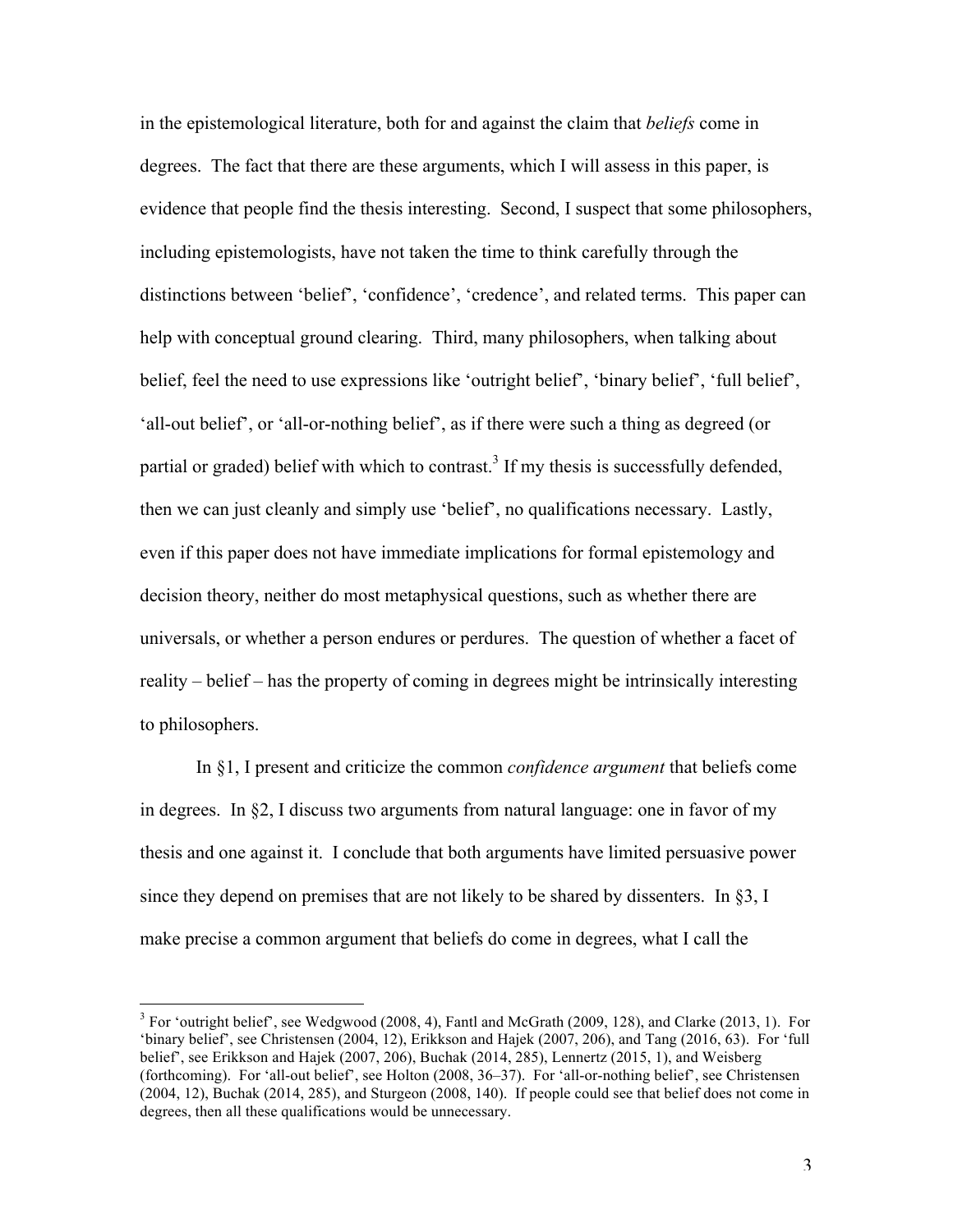in the epistemological literature, both for and against the claim that *beliefs* come in degrees. The fact that there are these arguments, which I will assess in this paper, is evidence that people find the thesis interesting. Second, I suspect that some philosophers, including epistemologists, have not taken the time to think carefully through the distinctions between 'belief', 'confidence', 'credence', and related terms. This paper can help with conceptual ground clearing. Third, many philosophers, when talking about belief, feel the need to use expressions like 'outright belief', 'binary belief', 'full belief', 'all-out belief', or 'all-or-nothing belief', as if there were such a thing as degreed (or partial or graded) belief with which to contrast.[3] If my thesis is successfully defended, then we can just cleanly and simply use 'belief', no qualifications necessary. Lastly, even if this paper does not have immediate implications for formal epistemology and decision theory, neither do most metaphysical questions, such as whether there are universals, or whether a person endures or perdures. The question of whether a facet of reality – belief – has the property of coming in degrees might be intrinsically interesting to philosophers.

In §1, I present and criticize the common *confidence argument* that beliefs come in degrees. In §2, I discuss two arguments from natural language: one in favor of my thesis and one against it. I conclude that both arguments have limited persuasive power since they depend on premises that are not likely to be shared by dissenters. In §3, I make precise a common argument that beliefs do come in degrees, what I call the

[3] For 'outright belief', see Wedgwood (2008, 4), Fantl and McGrath (2009, 128), and Clarke (2013, 1). For 'binary belief', see Christensen (2004, 12), Erikkson and Hajek (2007, 206), and Tang (2016, 63). For 'full belief', see Erikkson and Hajek (2007, 206), Buchak (2014, 285), Lennertz (2015, 1), and Weisberg (forthcoming). For 'all-out belief', see Holton (2008, 36–37). For 'all-or-nothing belief', see Christensen (2004, 12), Buchak (2014, 285), and Sturgeon (2008, 140). If people could see that belief does not come in degrees, then all these qualifications would be unnecessary.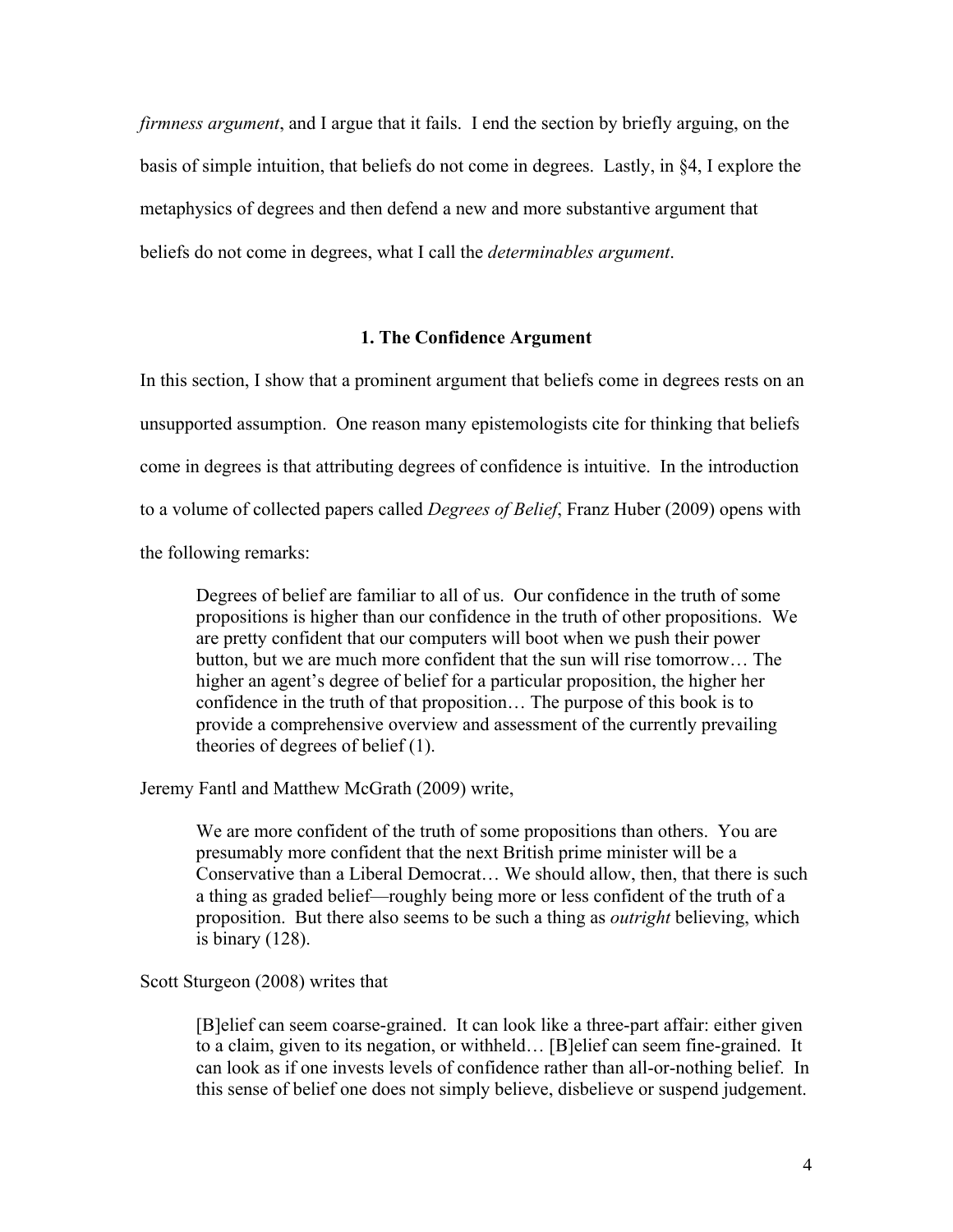*firmness argument*, and I argue that it fails. I end the section by briefly arguing, on the basis of simple intuition, that beliefs do not come in degrees. Lastly, in §4, I explore the metaphysics of degrees and then defend a new and more substantive argument that beliefs do not come in degrees, what I call the *determinables argument*.

## 1. The Confidence Argument

In this section, I show that a prominent argument that beliefs come in degrees rests on an unsupported assumption. One reason many epistemologists cite for thinking that beliefs come in degrees is that attributing degrees of confidence is intuitive. In the introduction to a volume of collected papers called *Degrees of Belief*, Franz Huber (2009) opens with the following remarks:

> Degrees of belief are familiar to all of us. Our confidence in the truth of some propositions is higher than our confidence in the truth of other propositions. We are pretty confident that our computers will boot when we push their power button, but we are much more confident that the sun will rise tomorrow… The higher an agent's degree of belief for a particular proposition, the higher her confidence in the truth of that proposition… The purpose of this book is to provide a comprehensive overview and assessment of the currently prevailing theories of degrees of belief (1).

Jeremy Fantl and Matthew McGrath (2009) write,

> We are more confident of the truth of some propositions than others. You are presumably more confident that the next British prime minister will be a Conservative than a Liberal Democrat… We should allow, then, that there is such a thing as graded belief—roughly being more or less confident of the truth of a proposition. But there also seems to be such a thing as *outright* believing, which is binary (128).

Scott Sturgeon (2008) writes that

> [B]elief can seem coarse-grained. It can look like a three-part affair: either given to a claim, given to its negation, or withheld… [B]elief can seem fine-grained. It can look as if one invests levels of confidence rather than all-or-nothing belief. In this sense of belief one does not simply believe, disbelieve or suspend judgement.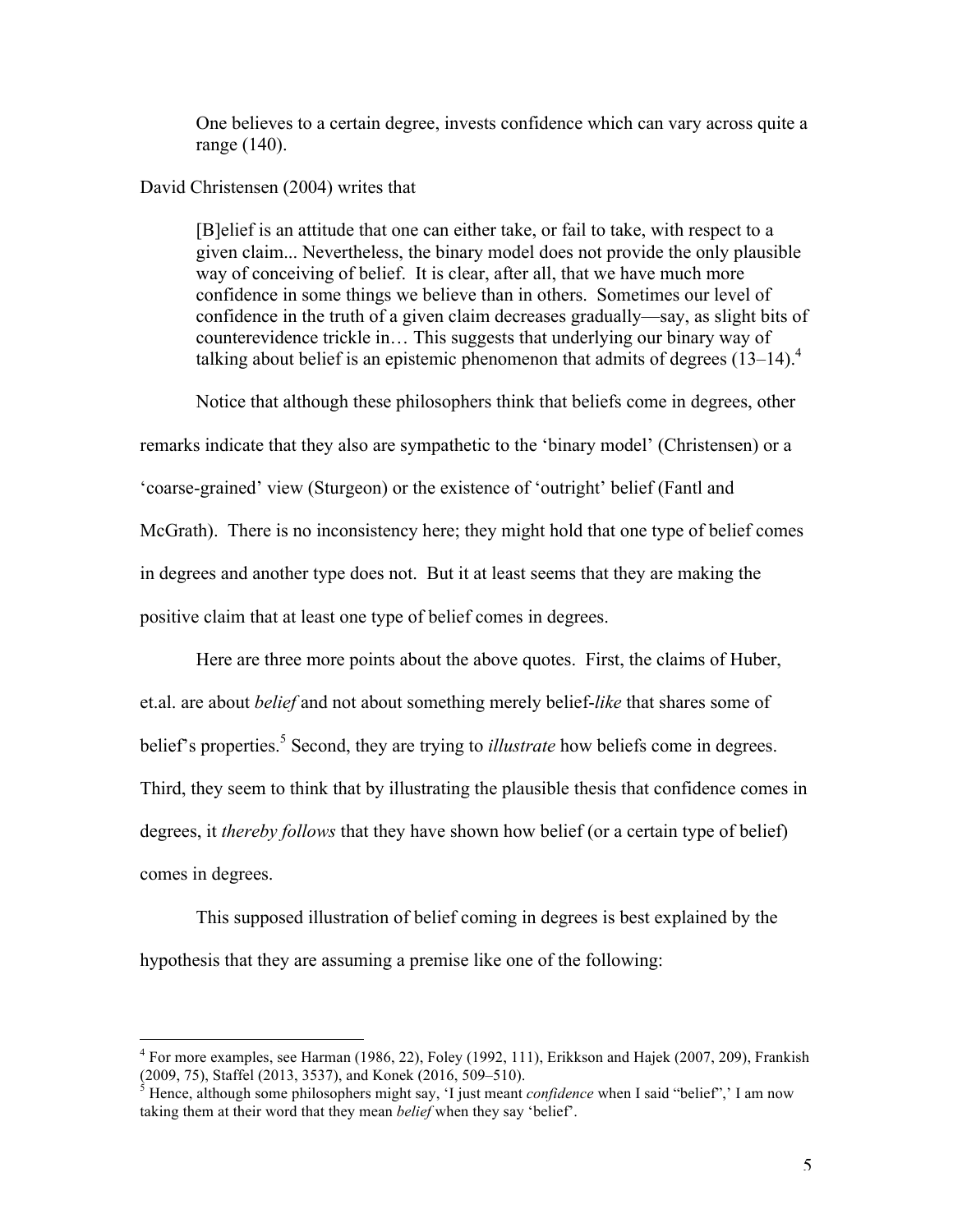> One believes to a certain degree, invests confidence which can vary across quite a range (140).

David Christensen (2004) writes that

> [B]elief is an attitude that one can either take, or fail to take, with respect to a given claim... Nevertheless, the binary model does not provide the only plausible way of conceiving of belief. It is clear, after all, that we have much more confidence in some things we believe than in others. Sometimes our level of confidence in the truth of a given claim decreases gradually—say, as slight bits of counterevidence trickle in… This suggests that underlying our binary way of talking about belief is an epistemic phenomenon that admits of degrees (13–14).[4]

Notice that although these philosophers think that beliefs come in degrees, other remarks indicate that they also are sympathetic to the 'binary model' (Christensen) or a 'coarse-grained' view (Sturgeon) or the existence of 'outright' belief (Fantl and McGrath). There is no inconsistency here; they might hold that one type of belief comes in degrees and another type does not. But it at least seems that they are making the positive claim that at least one type of belief comes in degrees.

Here are three more points about the above quotes. First, the claims of Huber, et.al. are about *belief* and not about something merely belief-*like* that shares some of belief's properties.[5] Second, they are trying to *illustrate* how beliefs come in degrees. Third, they seem to think that by illustrating the plausible thesis that confidence comes in degrees, it *thereby follows* that they have shown how belief (or a certain type of belief) comes in degrees.

This supposed illustration of belief coming in degrees is best explained by the hypothesis that they are assuming a premise like one of the following:

---

[4] For more examples, see Harman (1986, 22), Foley (1992, 111), Erikkson and Hajek (2007, 209), Frankish (2009, 75), Staffel (2013, 3537), and Konek (2016, 509–510).

[5] Hence, although some philosophers might say, 'I just meant *confidence* when I said "belief",' I am now taking them at their word that they mean *belief* when they say 'belief'.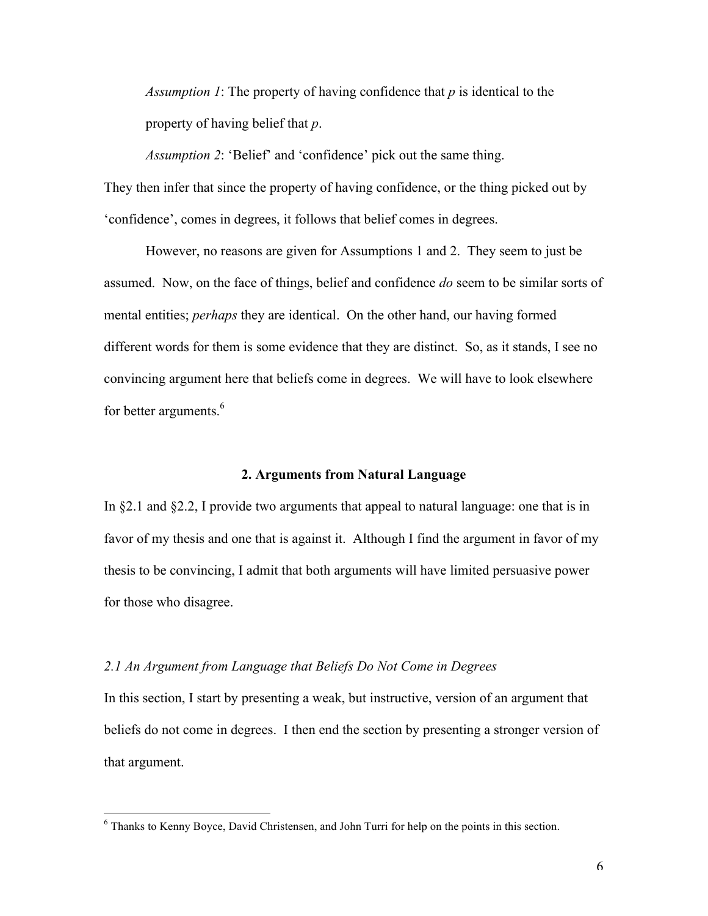*Assumption 1*: The property of having confidence that *p* is identical to the property of having belief that *p*.

*Assumption 2*: 'Belief' and 'confidence' pick out the same thing.

They then infer that since the property of having confidence, or the thing picked out by 'confidence', comes in degrees, it follows that belief comes in degrees.

However, no reasons are given for Assumptions 1 and 2. They seem to just be assumed. Now, on the face of things, belief and confidence *do* seem to be similar sorts of mental entities; *perhaps* they are identical. On the other hand, our having formed different words for them is some evidence that they are distinct. So, as it stands, I see no convincing argument here that beliefs come in degrees. We will have to look elsewhere for better arguments.[6]

## 2. Arguments from Natural Language

In §2.1 and §2.2, I provide two arguments that appeal to natural language: one that is in favor of my thesis and one that is against it. Although I find the argument in favor of my thesis to be convincing, I admit that both arguments will have limited persuasive power for those who disagree.

### *2.1 An Argument from Language that Beliefs Do Not Come in Degrees*

In this section, I start by presenting a weak, but instructive, version of an argument that beliefs do not come in degrees. I then end the section by presenting a stronger version of that argument.

[6] Thanks to Kenny Boyce, David Christensen, and John Turri for help on the points in this section.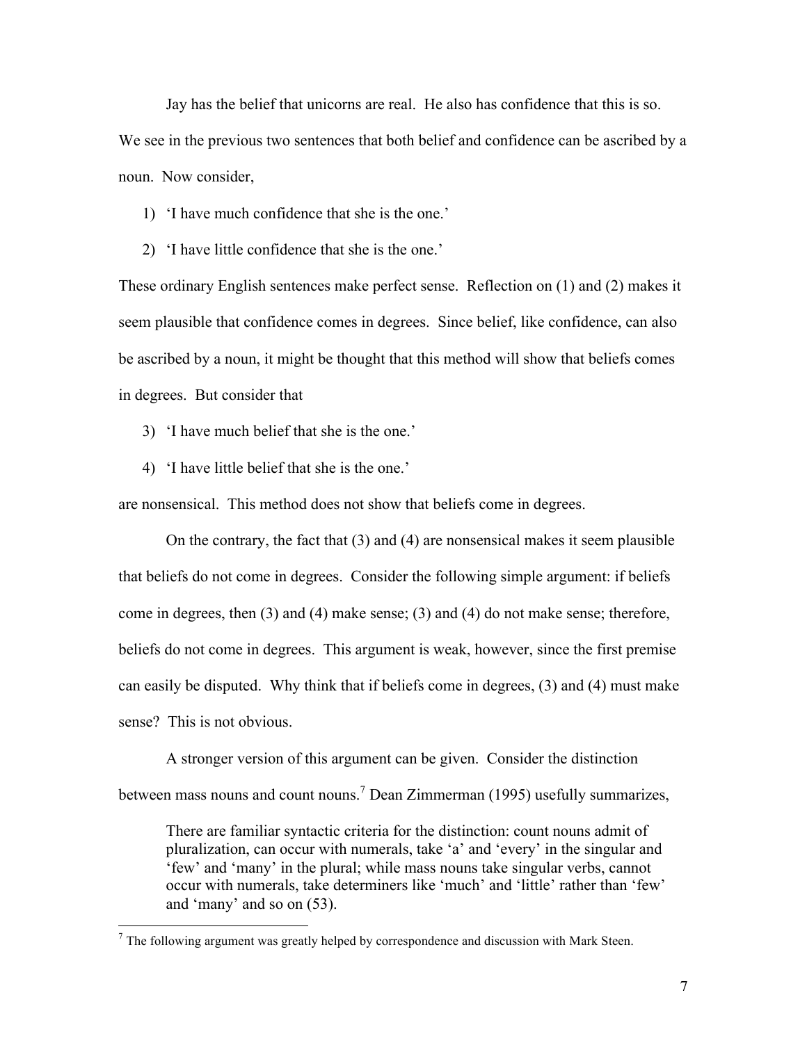Jay has the belief that unicorns are real. He also has confidence that this is so. We see in the previous two sentences that both belief and confidence can be ascribed by a noun. Now consider,

1) 'I have much confidence that she is the one.'
2) 'I have little confidence that she is the one.'

These ordinary English sentences make perfect sense. Reflection on (1) and (2) makes it seem plausible that confidence comes in degrees. Since belief, like confidence, can also be ascribed by a noun, it might be thought that this method will show that beliefs comes in degrees. But consider that

3) 'I have much belief that she is the one.'
4) 'I have little belief that she is the one.'

are nonsensical. This method does not show that beliefs come in degrees.

On the contrary, the fact that (3) and (4) are nonsensical makes it seem plausible that beliefs do not come in degrees. Consider the following simple argument: if beliefs come in degrees, then (3) and (4) make sense; (3) and (4) do not make sense; therefore, beliefs do not come in degrees. This argument is weak, however, since the first premise can easily be disputed. Why think that if beliefs come in degrees, (3) and (4) must make sense? This is not obvious.

A stronger version of this argument can be given. Consider the distinction between mass nouns and count nouns.[7] Dean Zimmerman (1995) usefully summarizes,

> There are familiar syntactic criteria for the distinction: count nouns admit of pluralization, can occur with numerals, take 'a' and 'every' in the singular and 'few' and 'many' in the plural; while mass nouns take singular verbs, cannot occur with numerals, take determiners like 'much' and 'little' rather than 'few' and 'many' and so on (53).

[7] The following argument was greatly helped by correspondence and discussion with Mark Steen.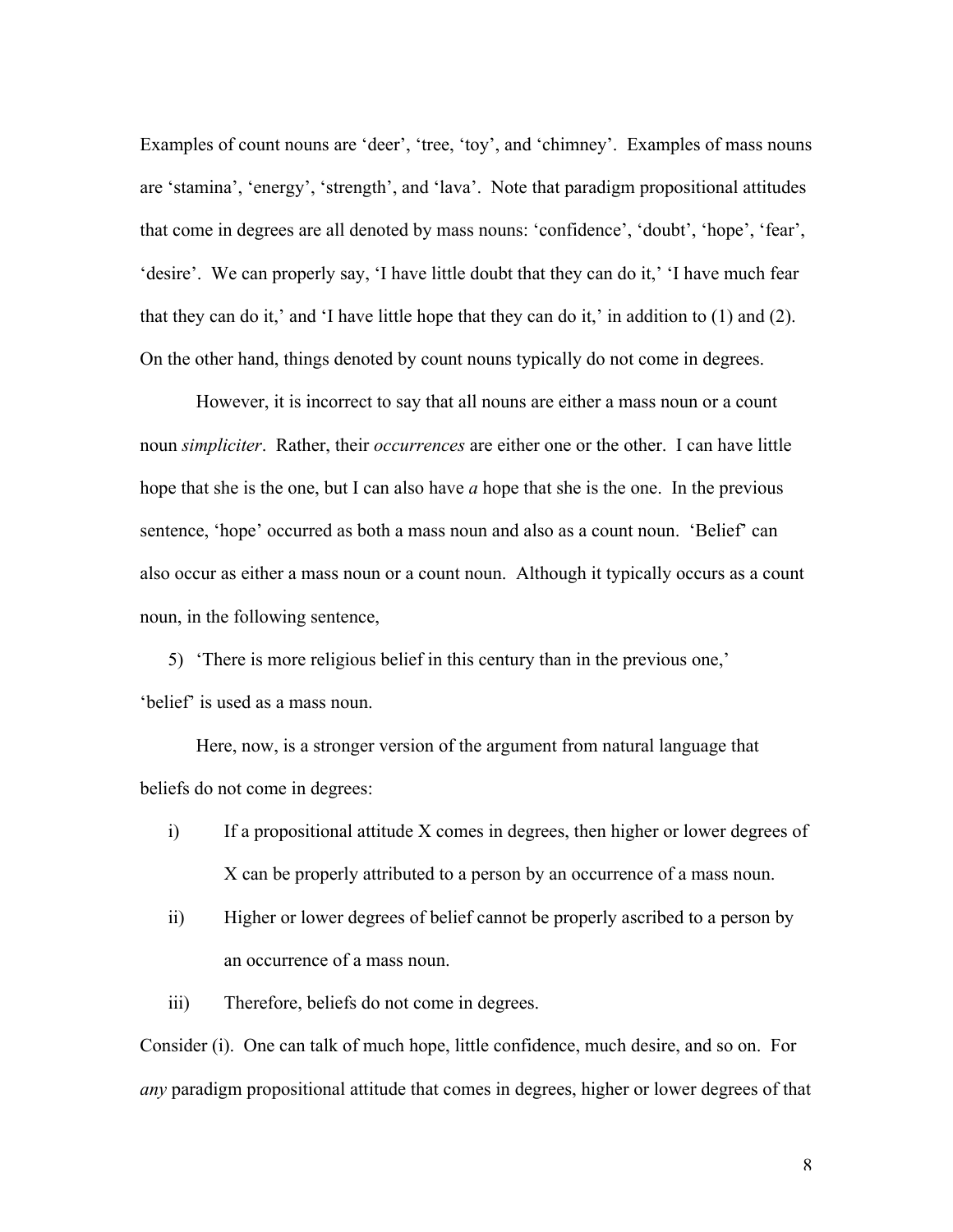Examples of count nouns are 'deer', 'tree, 'toy', and 'chimney'. Examples of mass nouns are 'stamina', 'energy', 'strength', and 'lava'. Note that paradigm propositional attitudes that come in degrees are all denoted by mass nouns: 'confidence', 'doubt', 'hope', 'fear', 'desire'. We can properly say, 'I have little doubt that they can do it,' 'I have much fear that they can do it,' and 'I have little hope that they can do it,' in addition to (1) and (2). On the other hand, things denoted by count nouns typically do not come in degrees.

However, it is incorrect to say that all nouns are either a mass noun or a count noun *simpliciter*. Rather, their *occurrences* are either one or the other. I can have little hope that she is the one, but I can also have *a* hope that she is the one. In the previous sentence, 'hope' occurred as both a mass noun and also as a count noun. 'Belief' can also occur as either a mass noun or a count noun. Although it typically occurs as a count noun, in the following sentence,

5) 'There is more religious belief in this century than in the previous one,'

'belief' is used as a mass noun.

Here, now, is a stronger version of the argument from natural language that beliefs do not come in degrees:

i) If a propositional attitude X comes in degrees, then higher or lower degrees of X can be properly attributed to a person by an occurrence of a mass noun.

ii) Higher or lower degrees of belief cannot be properly ascribed to a person by an occurrence of a mass noun.

iii) Therefore, beliefs do not come in degrees.

Consider (i). One can talk of much hope, little confidence, much desire, and so on. For *any* paradigm propositional attitude that comes in degrees, higher or lower degrees of that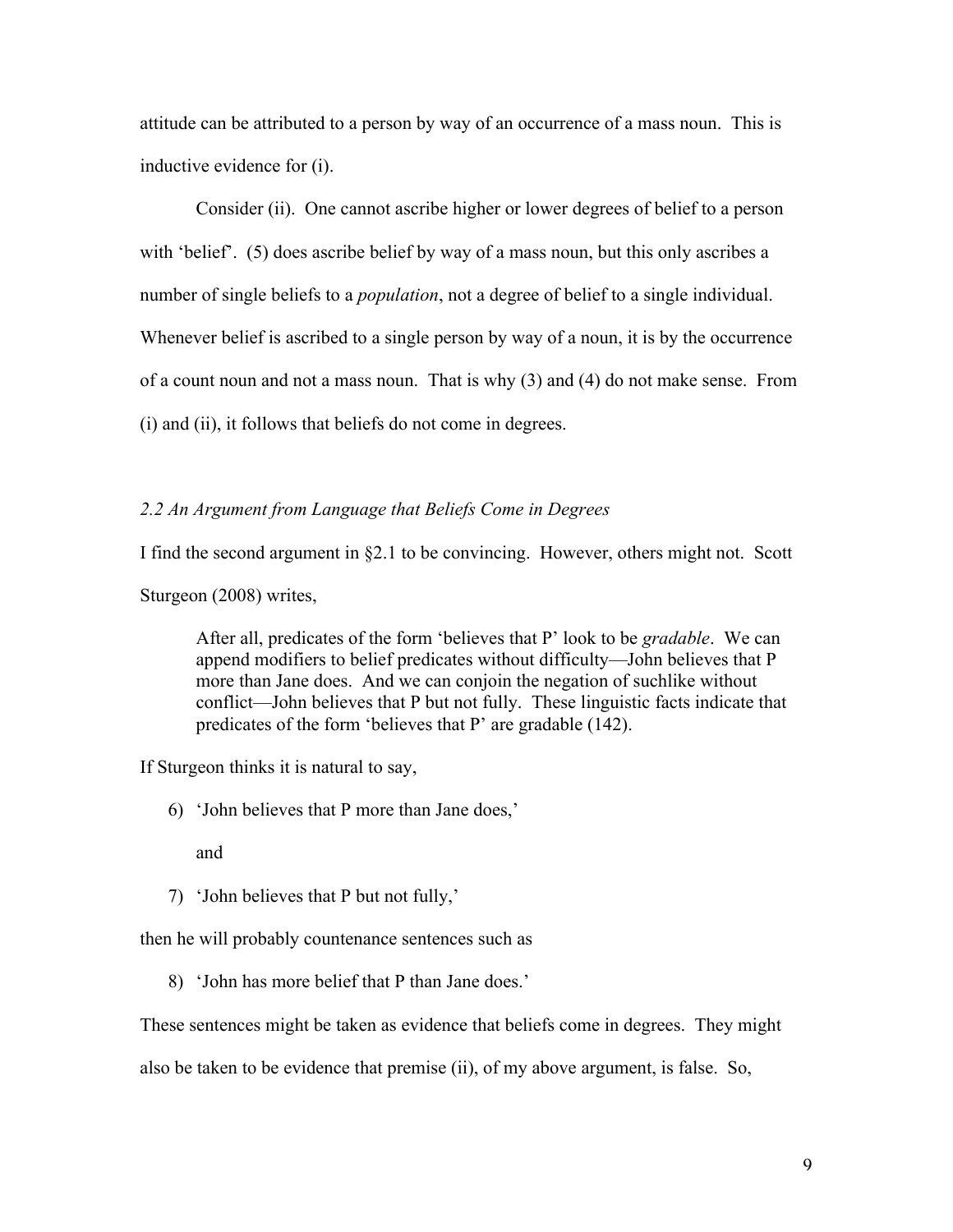attitude can be attributed to a person by way of an occurrence of a mass noun. This is inductive evidence for (i).

Consider (ii). One cannot ascribe higher or lower degrees of belief to a person with 'belief'. (5) does ascribe belief by way of a mass noun, but this only ascribes a number of single beliefs to a *population*, not a degree of belief to a single individual. Whenever belief is ascribed to a single person by way of a noun, it is by the occurrence of a count noun and not a mass noun. That is why (3) and (4) do not make sense. From (i) and (ii), it follows that beliefs do not come in degrees.

### *2.2 An Argument from Language that Beliefs Come in Degrees*

I find the second argument in §2.1 to be convincing. However, others might not. Scott Sturgeon (2008) writes,

> After all, predicates of the form 'believes that P' look to be *gradable*. We can append modifiers to belief predicates without difficulty—John believes that P more than Jane does. And we can conjoin the negation of suchlike without conflict—John believes that P but not fully. These linguistic facts indicate that predicates of the form 'believes that P' are gradable (142).

If Sturgeon thinks it is natural to say,

6) 'John believes that P more than Jane does,'

and

7) 'John believes that P but not fully,'

then he will probably countenance sentences such as

8) 'John has more belief that P than Jane does.'

These sentences might be taken as evidence that beliefs come in degrees. They might also be taken to be evidence that premise (ii), of my above argument, is false. So,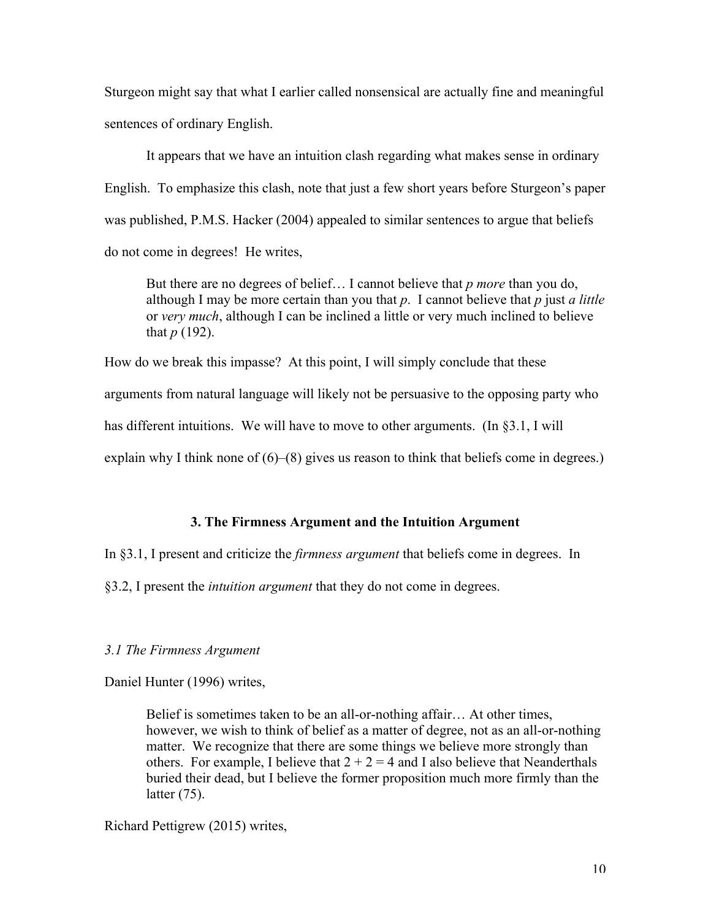Sturgeon might say that what I earlier called nonsensical are actually fine and meaningful sentences of ordinary English.

It appears that we have an intuition clash regarding what makes sense in ordinary English. To emphasize this clash, note that just a few short years before Sturgeon's paper was published, P.M.S. Hacker (2004) appealed to similar sentences to argue that beliefs do not come in degrees! He writes,

> But there are no degrees of belief… I cannot believe that *p more* than you do, although I may be more certain than you that *p*. I cannot believe that *p* just *a little* or *very much*, although I can be inclined a little or very much inclined to believe that *p* (192).

How do we break this impasse? At this point, I will simply conclude that these arguments from natural language will likely not be persuasive to the opposing party who has different intuitions. We will have to move to other arguments. (In §3.1, I will explain why I think none of (6)–(8) gives us reason to think that beliefs come in degrees.)

## 3. The Firmness Argument and the Intuition Argument

In §3.1, I present and criticize the *firmness argument* that beliefs come in degrees. In §3.2, I present the *intuition argument* that they do not come in degrees.

### *3.1 The Firmness Argument*

Daniel Hunter (1996) writes,

> Belief is sometimes taken to be an all-or-nothing affair… At other times, however, we wish to think of belief as a matter of degree, not as an all-or-nothing matter. We recognize that there are some things we believe more strongly than others. For example, I believe that 2 + 2 = 4 and I also believe that Neanderthals buried their dead, but I believe the former proposition much more firmly than the latter (75).

Richard Pettigrew (2015) writes,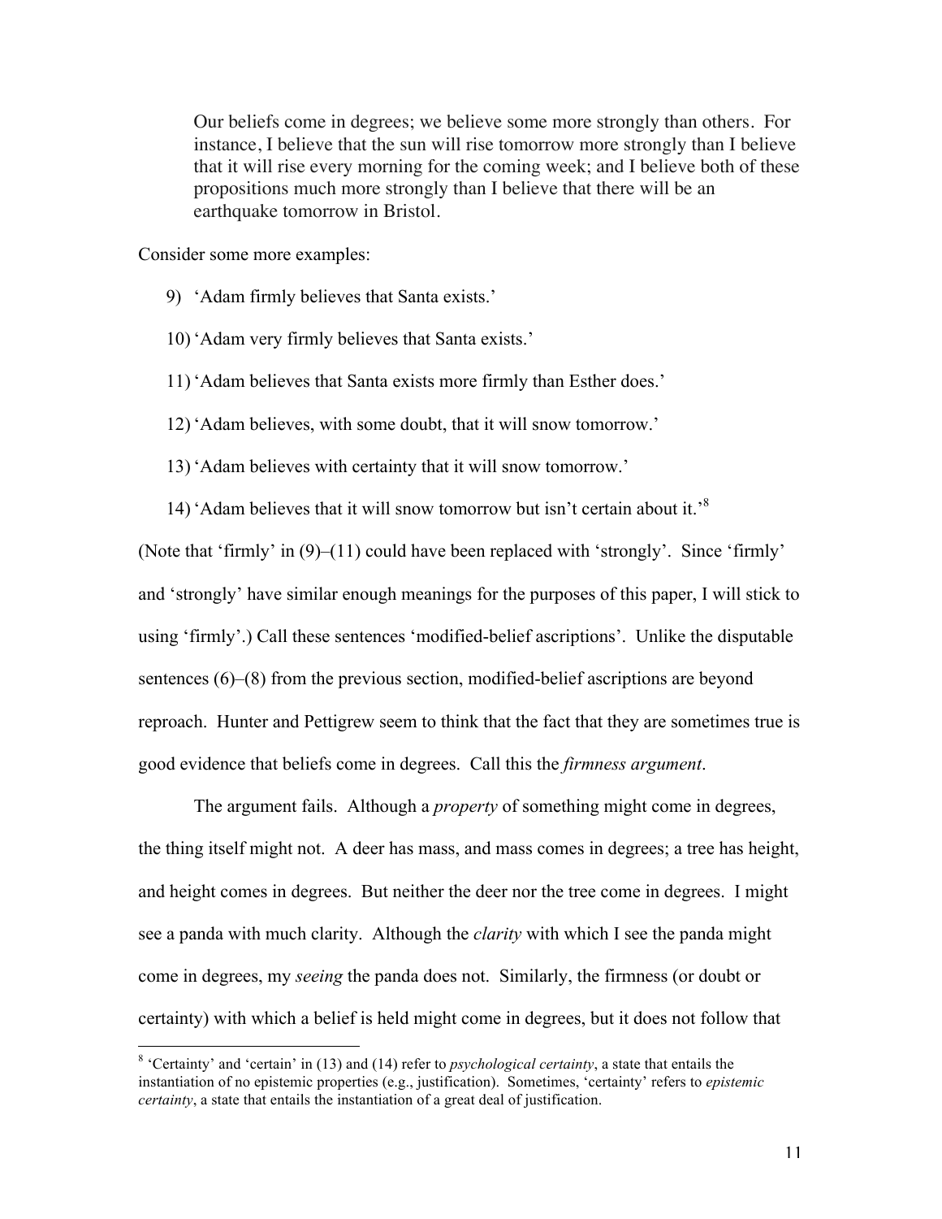> Our beliefs come in degrees; we believe some more strongly than others. For instance, I believe that the sun will rise tomorrow more strongly than I believe that it will rise every morning for the coming week; and I believe both of these propositions much more strongly than I believe that there will be an earthquake tomorrow in Bristol.

Consider some more examples:

9) 'Adam firmly believes that Santa exists.'

10) 'Adam very firmly believes that Santa exists.'

11) 'Adam believes that Santa exists more firmly than Esther does.'

12) 'Adam believes, with some doubt, that it will snow tomorrow.'

13) 'Adam believes with certainty that it will snow tomorrow.'

14) 'Adam believes that it will snow tomorrow but isn't certain about it.'[8]

(Note that 'firmly' in (9)–(11) could have been replaced with 'strongly'. Since 'firmly' and 'strongly' have similar enough meanings for the purposes of this paper, I will stick to using 'firmly'.) Call these sentences 'modified-belief ascriptions'. Unlike the disputable sentences (6)–(8) from the previous section, modified-belief ascriptions are beyond reproach. Hunter and Pettigrew seem to think that the fact that they are sometimes true is good evidence that beliefs come in degrees. Call this the *firmness argument*.

The argument fails. Although a *property* of something might come in degrees, the thing itself might not. A deer has mass, and mass comes in degrees; a tree has height, and height comes in degrees. But neither the deer nor the tree come in degrees. I might see a panda with much clarity. Although the *clarity* with which I see the panda might come in degrees, my *seeing* the panda does not. Similarly, the firmness (or doubt or certainty) with which a belief is held might come in degrees, but it does not follow that

[8] 'Certainty' and 'certain' in (13) and (14) refer to *psychological certainty*, a state that entails the instantiation of no epistemic properties (e.g., justification). Sometimes, 'certainty' refers to *epistemic certainty*, a state that entails the instantiation of a great deal of justification.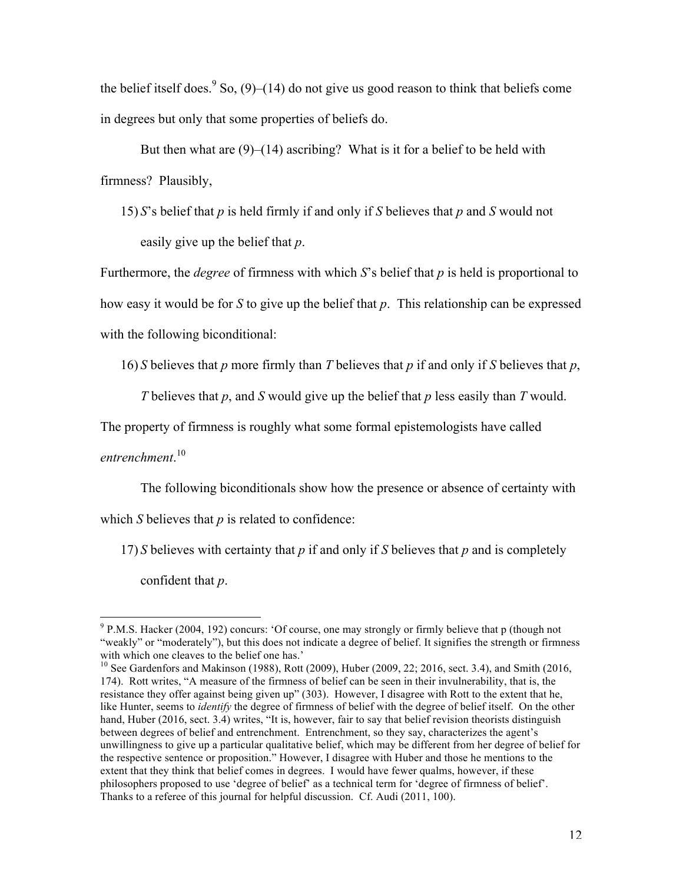the belief itself does.[9] So, (9)–(14) do not give us good reason to think that beliefs come in degrees but only that some properties of beliefs do.

But then what are (9)–(14) ascribing? What is it for a belief to be held with firmness? Plausibly,

15) *S*'s belief that *p* is held firmly if and only if *S* believes that *p* and *S* would not easily give up the belief that *p*.

Furthermore, the *degree* of firmness with which *S*'s belief that *p* is held is proportional to how easy it would be for *S* to give up the belief that *p*. This relationship can be expressed with the following biconditional:

16) *S* believes that *p* more firmly than *T* believes that *p* if and only if *S* believes that *p*, *T* believes that *p*, and *S* would give up the belief that *p* less easily than *T* would.

The property of firmness is roughly what some formal epistemologists have called *entrenchment*.[10]

The following biconditionals show how the presence or absence of certainty with which *S* believes that *p* is related to confidence:

17) *S* believes with certainty that *p* if and only if *S* believes that *p* and is completely confident that *p*.

---

[9] P.M.S. Hacker (2004, 192) concurs: 'Of course, one may strongly or firmly believe that p (though not "weakly" or "moderately"), but this does not indicate a degree of belief. It signifies the strength or firmness with which one cleaves to the belief one has.'

[10] See Gardenfors and Makinson (1988), Rott (2009), Huber (2009, 22; 2016, sect. 3.4), and Smith (2016, 174). Rott writes, "A measure of the firmness of belief can be seen in their invulnerability, that is, the resistance they offer against being given up" (303). However, I disagree with Rott to the extent that he, like Hunter, seems to *identify* the degree of firmness of belief with the degree of belief itself. On the other hand, Huber (2016, sect. 3.4) writes, "It is, however, fair to say that belief revision theorists distinguish between degrees of belief and entrenchment. Entrenchment, so they say, characterizes the agent's unwillingness to give up a particular qualitative belief, which may be different from her degree of belief for the respective sentence or proposition." However, I disagree with Huber and those he mentions to the extent that they think that belief comes in degrees. I would have fewer qualms, however, if these philosophers proposed to use 'degree of belief' as a technical term for 'degree of firmness of belief'. Thanks to a referee of this journal for helpful discussion. Cf. Audi (2011, 100).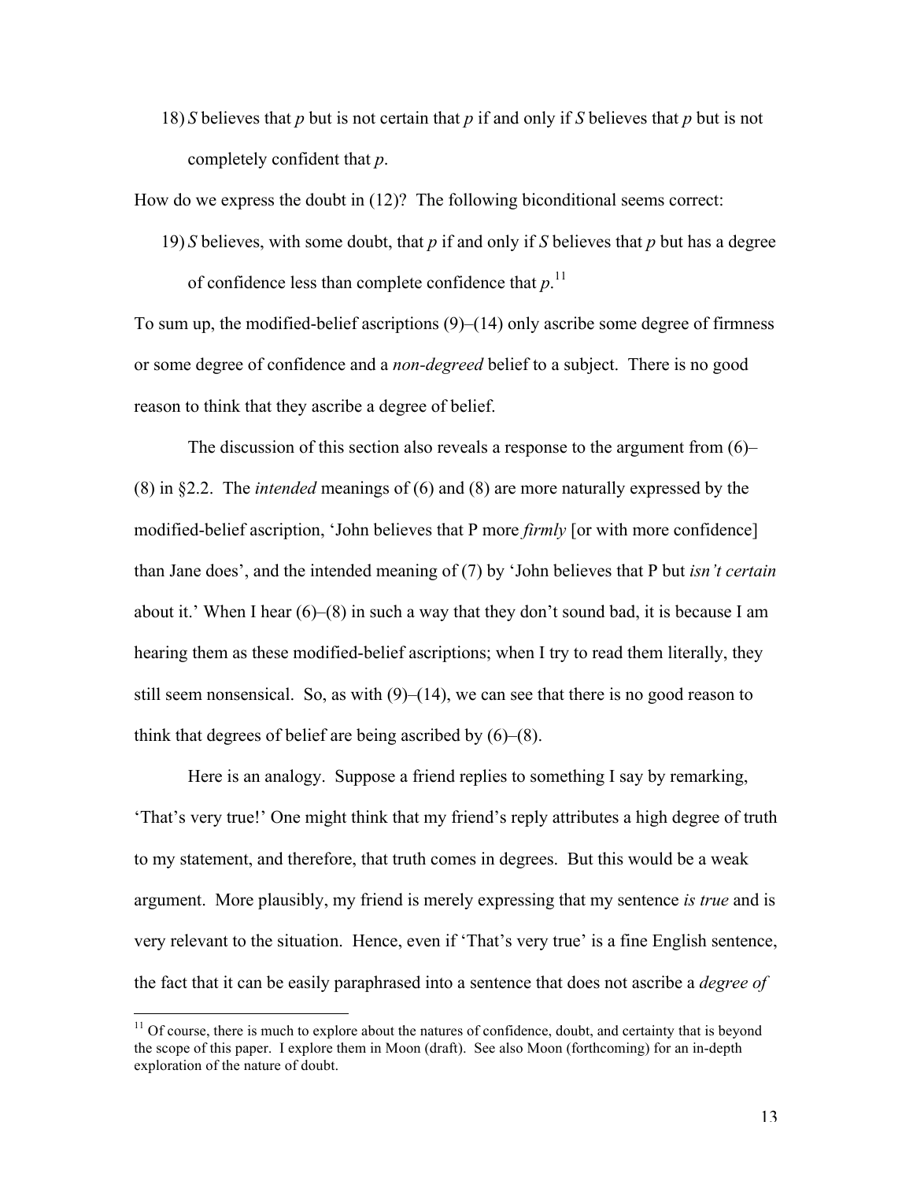18) *S* believes that *p* but is not certain that *p* if and only if *S* believes that *p* but is not completely confident that *p*.

How do we express the doubt in (12)? The following biconditional seems correct:

19) *S* believes, with some doubt, that *p* if and only if *S* believes that *p* but has a degree of confidence less than complete confidence that *p*.[11]

To sum up, the modified-belief ascriptions (9)–(14) only ascribe some degree of firmness or some degree of confidence and a *non-degreed* belief to a subject. There is no good reason to think that they ascribe a degree of belief.

The discussion of this section also reveals a response to the argument from (6)–(8) in §2.2. The *intended* meanings of (6) and (8) are more naturally expressed by the modified-belief ascription, 'John believes that P more *firmly* [or with more confidence] than Jane does', and the intended meaning of (7) by 'John believes that P but *isn't certain* about it.' When I hear (6)–(8) in such a way that they don't sound bad, it is because I am hearing them as these modified-belief ascriptions; when I try to read them literally, they still seem nonsensical. So, as with (9)–(14), we can see that there is no good reason to think that degrees of belief are being ascribed by (6)–(8).

Here is an analogy. Suppose a friend replies to something I say by remarking, 'That's very true!' One might think that my friend's reply attributes a high degree of truth to my statement, and therefore, that truth comes in degrees. But this would be a weak argument. More plausibly, my friend is merely expressing that my sentence *is true* and is very relevant to the situation. Hence, even if 'That's very true' is a fine English sentence, the fact that it can be easily paraphrased into a sentence that does not ascribe a *degree of*

---

[11] Of course, there is much to explore about the natures of confidence, doubt, and certainty that is beyond the scope of this paper. I explore them in Moon (draft). See also Moon (forthcoming) for an in-depth exploration of the nature of doubt.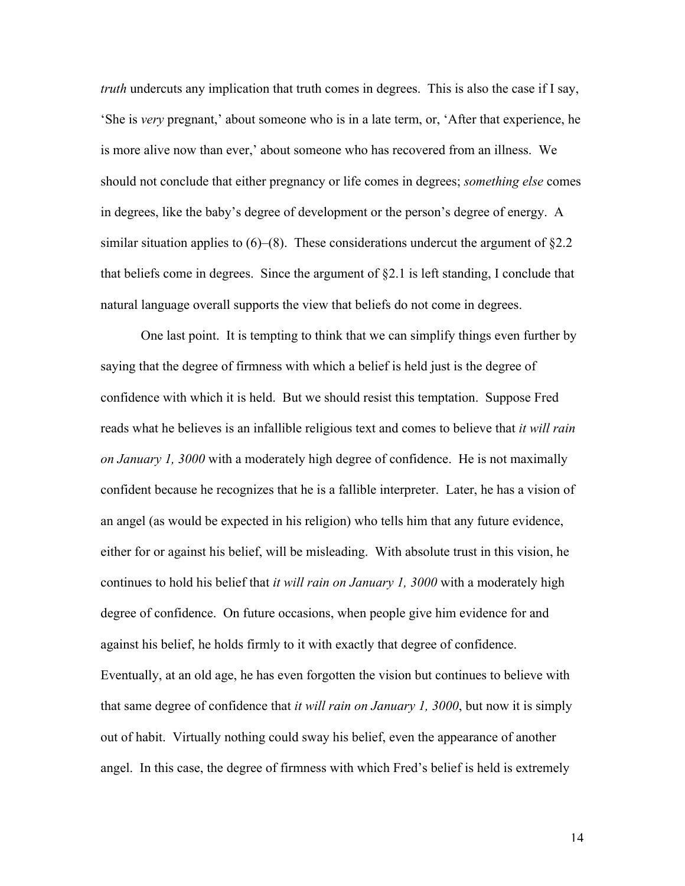*truth* undercuts any implication that truth comes in degrees. This is also the case if I say, 'She is *very* pregnant,' about someone who is in a late term, or, 'After that experience, he is more alive now than ever,' about someone who has recovered from an illness. We should not conclude that either pregnancy or life comes in degrees; *something else* comes in degrees, like the baby's degree of development or the person's degree of energy. A similar situation applies to (6)–(8). These considerations undercut the argument of §2.2 that beliefs come in degrees. Since the argument of §2.1 is left standing, I conclude that natural language overall supports the view that beliefs do not come in degrees.

One last point. It is tempting to think that we can simplify things even further by saying that the degree of firmness with which a belief is held just is the degree of confidence with which it is held. But we should resist this temptation. Suppose Fred reads what he believes is an infallible religious text and comes to believe that *it will rain on January 1, 3000* with a moderately high degree of confidence. He is not maximally confident because he recognizes that he is a fallible interpreter. Later, he has a vision of an angel (as would be expected in his religion) who tells him that any future evidence, either for or against his belief, will be misleading. With absolute trust in this vision, he continues to hold his belief that *it will rain on January 1, 3000* with a moderately high degree of confidence. On future occasions, when people give him evidence for and against his belief, he holds firmly to it with exactly that degree of confidence. Eventually, at an old age, he has even forgotten the vision but continues to believe with that same degree of confidence that *it will rain on January 1, 3000*, but now it is simply out of habit. Virtually nothing could sway his belief, even the appearance of another angel. In this case, the degree of firmness with which Fred's belief is held is extremely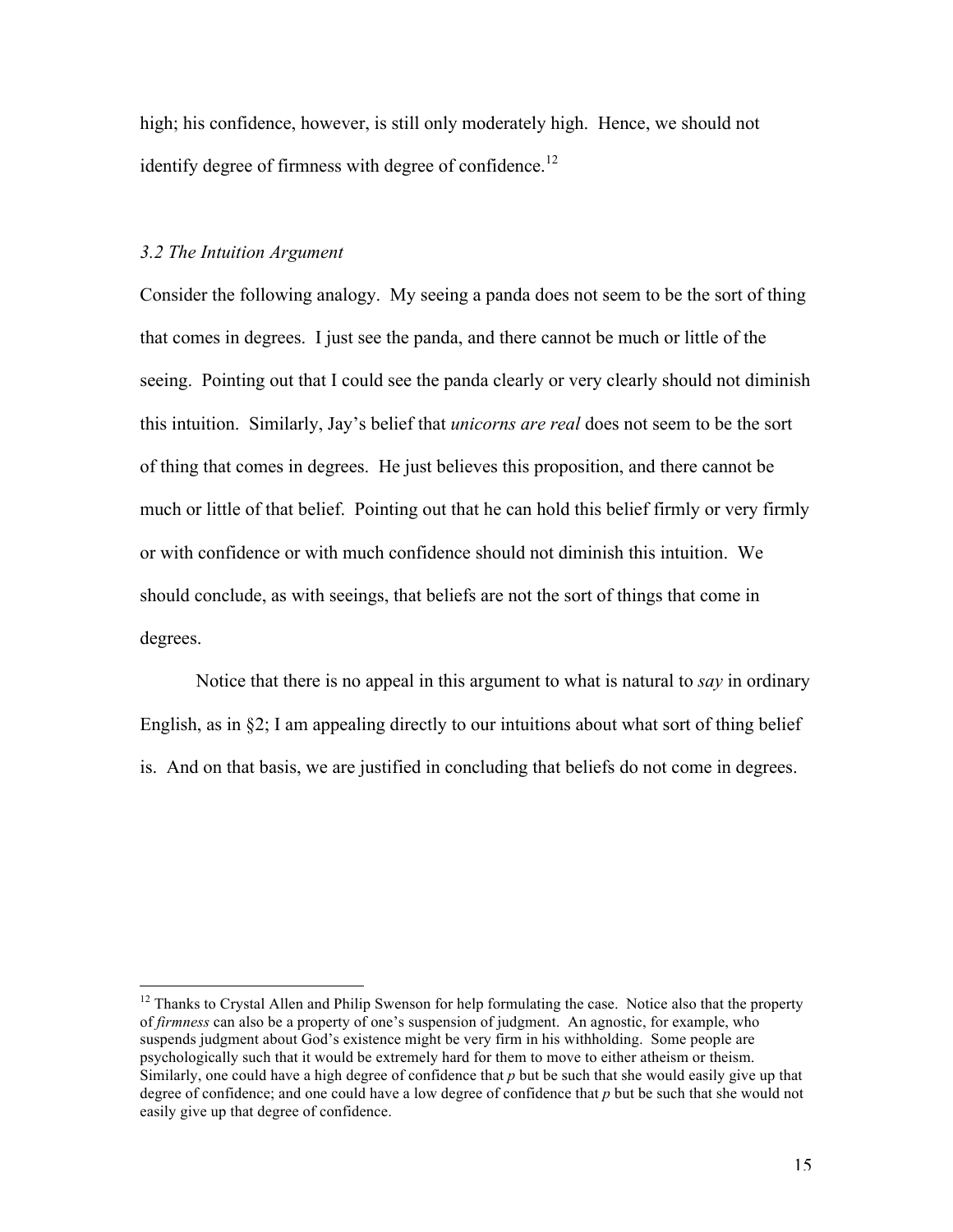high; his confidence, however, is still only moderately high. Hence, we should not identify degree of firmness with degree of confidence.[12]

### *3.2 The Intuition Argument*

Consider the following analogy. My seeing a panda does not seem to be the sort of thing that comes in degrees. I just see the panda, and there cannot be much or little of the seeing. Pointing out that I could see the panda clearly or very clearly should not diminish this intuition. Similarly, Jay's belief that *unicorns are real* does not seem to be the sort of thing that comes in degrees. He just believes this proposition, and there cannot be much or little of that belief. Pointing out that he can hold this belief firmly or very firmly or with confidence or with much confidence should not diminish this intuition. We should conclude, as with seeings, that beliefs are not the sort of things that come in degrees.

Notice that there is no appeal in this argument to what is natural to *say* in ordinary English, as in §2; I am appealing directly to our intuitions about what sort of thing belief is. And on that basis, we are justified in concluding that beliefs do not come in degrees.

---

[12] Thanks to Crystal Allen and Philip Swenson for help formulating the case. Notice also that the property of *firmness* can also be a property of one's suspension of judgment. An agnostic, for example, who suspends judgment about God's existence might be very firm in his withholding. Some people are psychologically such that it would be extremely hard for them to move to either atheism or theism. Similarly, one could have a high degree of confidence that $p$ but be such that she would easily give up that degree of confidence; and one could have a low degree of confidence that $p$ but be such that she would not easily give up that degree of confidence.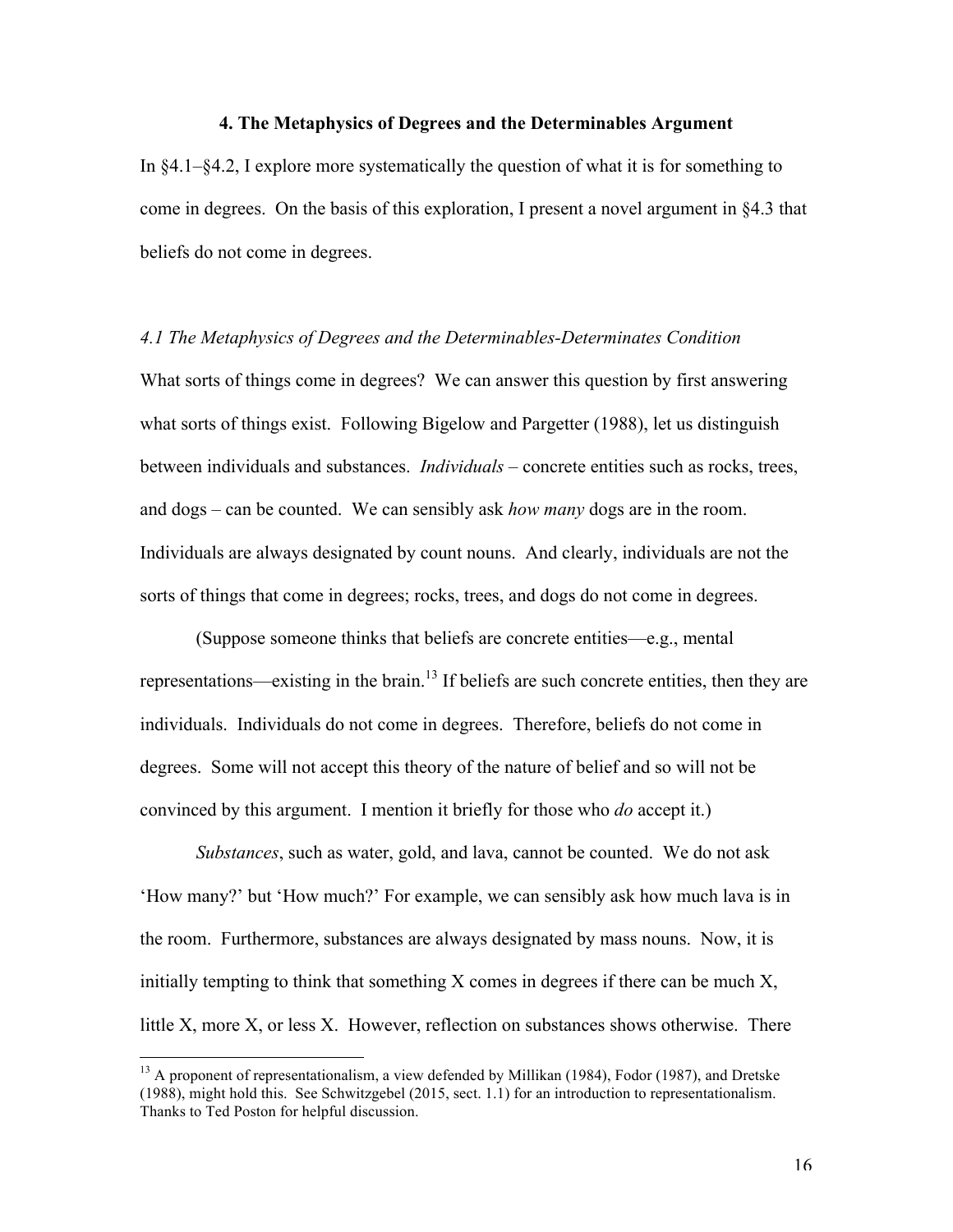## 4. The Metaphysics of Degrees and the Determinables Argument

In §4.1–§4.2, I explore more systematically the question of what it is for something to come in degrees. On the basis of this exploration, I present a novel argument in §4.3 that beliefs do not come in degrees.

### *4.1 The Metaphysics of Degrees and the Determinables-Determinates Condition*

What sorts of things come in degrees? We can answer this question by first answering what sorts of things exist. Following Bigelow and Pargetter (1988), let us distinguish between individuals and substances. *Individuals* – concrete entities such as rocks, trees, and dogs – can be counted. We can sensibly ask *how many* dogs are in the room. Individuals are always designated by count nouns. And clearly, individuals are not the sorts of things that come in degrees; rocks, trees, and dogs do not come in degrees.

(Suppose someone thinks that beliefs are concrete entities—e.g., mental representations—existing in the brain.[13] If beliefs are such concrete entities, then they are individuals. Individuals do not come in degrees. Therefore, beliefs do not come in degrees. Some will not accept this theory of the nature of belief and so will not be convinced by this argument. I mention it briefly for those who *do* accept it.)

*Substances*, such as water, gold, and lava, cannot be counted. We do not ask 'How many?' but 'How much?' For example, we can sensibly ask how much lava is in the room. Furthermore, substances are always designated by mass nouns. Now, it is initially tempting to think that something X comes in degrees if there can be much X, little X, more X, or less X. However, reflection on substances shows otherwise. There

[13] A proponent of representationalism, a view defended by Millikan (1984), Fodor (1987), and Dretske (1988), might hold this. See Schwitzgebel (2015, sect. 1.1) for an introduction to representationalism. Thanks to Ted Poston for helpful discussion.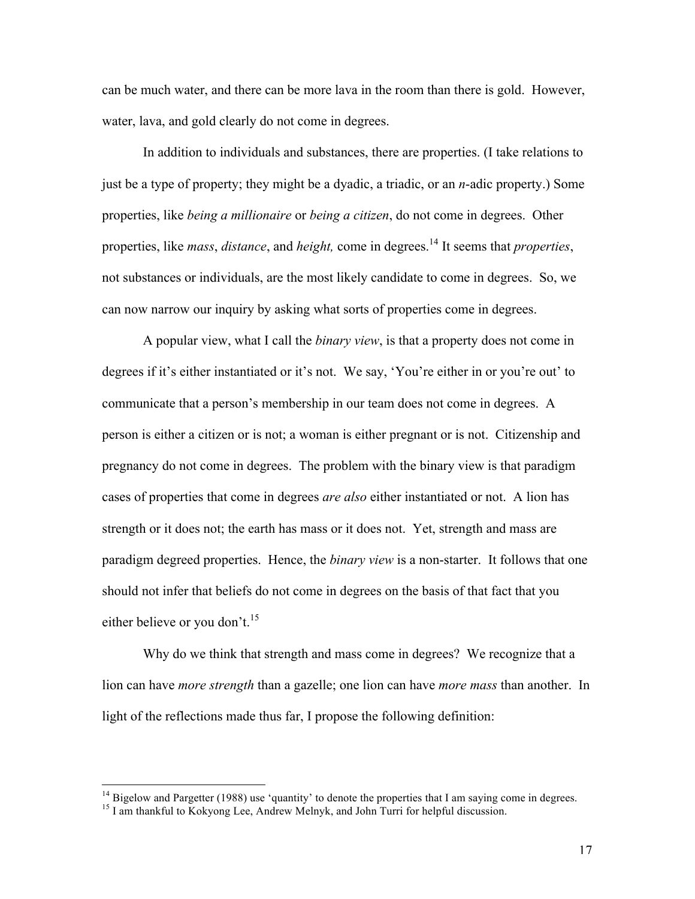can be much water, and there can be more lava in the room than there is gold. However, water, lava, and gold clearly do not come in degrees.

In addition to individuals and substances, there are properties. (I take relations to just be a type of property; they might be a dyadic, a triadic, or an *n*-adic property.) Some properties, like *being a millionaire* or *being a citizen*, do not come in degrees. Other properties, like *mass*, *distance*, and *height,* come in degrees.[14] It seems that *properties*, not substances or individuals, are the most likely candidate to come in degrees. So, we can now narrow our inquiry by asking what sorts of properties come in degrees.

A popular view, what I call the *binary view*, is that a property does not come in degrees if it's either instantiated or it's not. We say, 'You're either in or you're out' to communicate that a person's membership in our team does not come in degrees. A person is either a citizen or is not; a woman is either pregnant or is not. Citizenship and pregnancy do not come in degrees. The problem with the binary view is that paradigm cases of properties that come in degrees *are also* either instantiated or not. A lion has strength or it does not; the earth has mass or it does not. Yet, strength and mass are paradigm degreed properties. Hence, the *binary view* is a non-starter. It follows that one should not infer that beliefs do not come in degrees on the basis of that fact that you either believe or you don't.[15]

Why do we think that strength and mass come in degrees? We recognize that a lion can have *more strength* than a gazelle; one lion can have *more mass* than another. In light of the reflections made thus far, I propose the following definition:

---

[14] Bigelow and Pargetter (1988) use 'quantity' to denote the properties that I am saying come in degrees.

[15] I am thankful to Kokyong Lee, Andrew Melnyk, and John Turri for helpful discussion.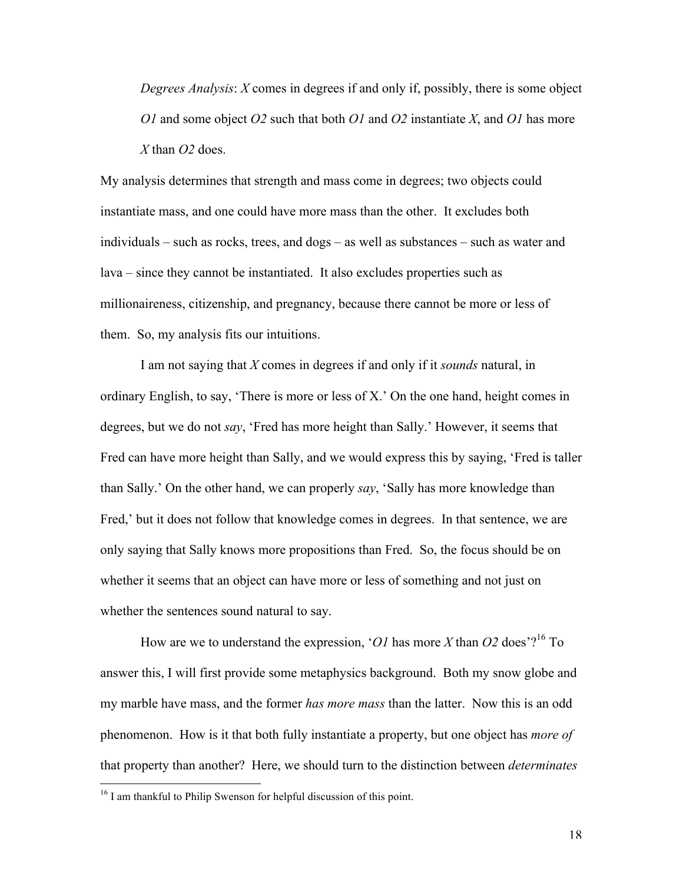> *Degrees Analysis*: *X* comes in degrees if and only if, possibly, there is some object *O1* and some object *O2* such that both *O1* and *O2* instantiate *X*, and *O1* has more *X* than *O2* does.

My analysis determines that strength and mass come in degrees; two objects could instantiate mass, and one could have more mass than the other. It excludes both individuals – such as rocks, trees, and dogs – as well as substances – such as water and lava – since they cannot be instantiated. It also excludes properties such as millionaireness, citizenship, and pregnancy, because there cannot be more or less of them. So, my analysis fits our intuitions.

I am not saying that *X* comes in degrees if and only if it *sounds* natural, in ordinary English, to say, 'There is more or less of X.' On the one hand, height comes in degrees, but we do not *say*, 'Fred has more height than Sally.' However, it seems that Fred can have more height than Sally, and we would express this by saying, 'Fred is taller than Sally.' On the other hand, we can properly *say*, 'Sally has more knowledge than Fred,' but it does not follow that knowledge comes in degrees. In that sentence, we are only saying that Sally knows more propositions than Fred. So, the focus should be on whether it seems that an object can have more or less of something and not just on whether the sentences sound natural to say.

How are we to understand the expression, '*O1* has more *X* than *O2* does'?[16] To answer this, I will first provide some metaphysics background. Both my snow globe and my marble have mass, and the former *has more mass* than the latter. Now this is an odd phenomenon. How is it that both fully instantiate a property, but one object has *more of* that property than another? Here, we should turn to the distinction between *determinates*

[16] I am thankful to Philip Swenson for helpful discussion of this point.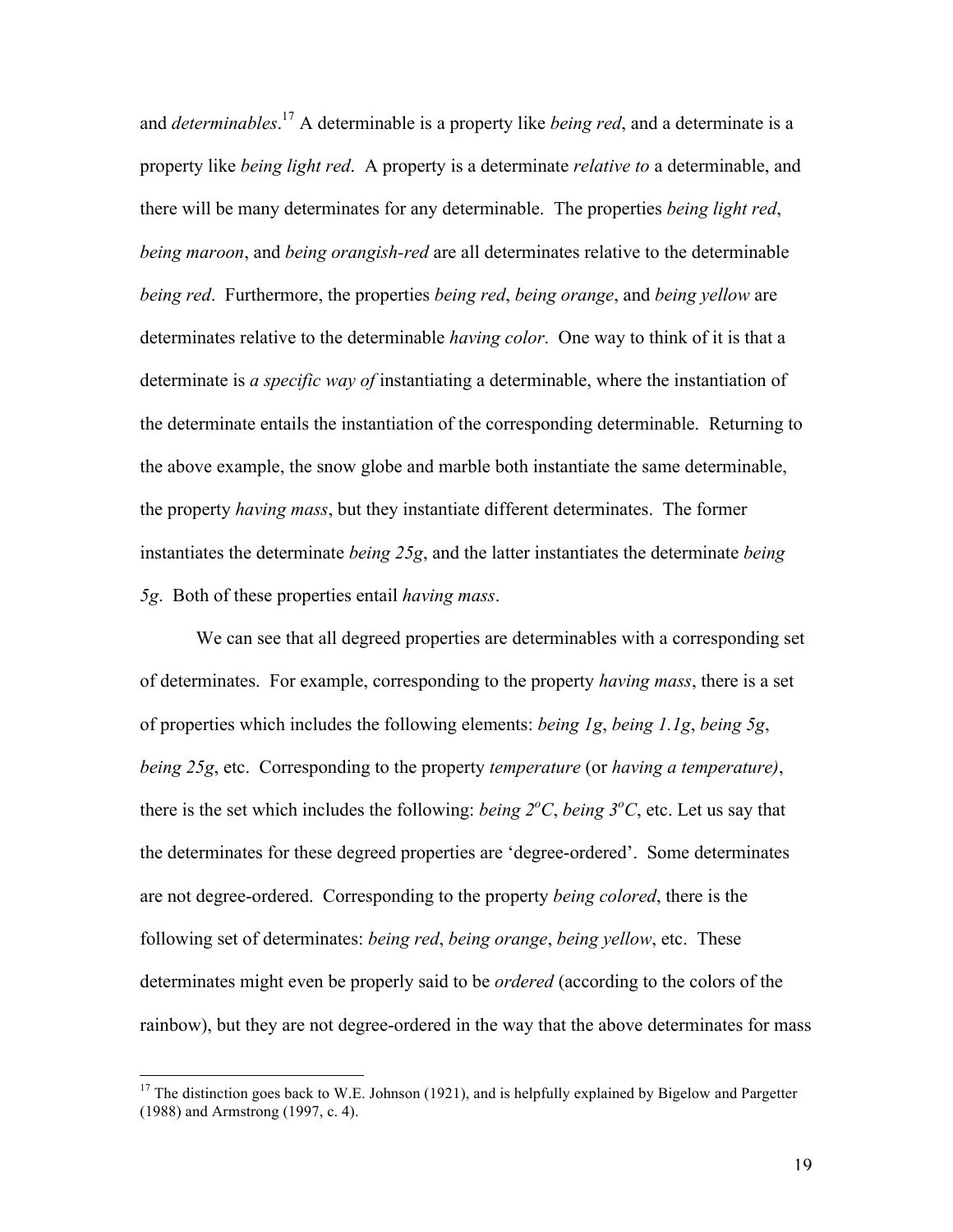and *determinables*.[17] A determinable is a property like *being red*, and a determinate is a property like *being light red*. A property is a determinate *relative to* a determinable, and there will be many determinates for any determinable. The properties *being light red*, *being maroon*, and *being orangish-red* are all determinates relative to the determinable *being red*. Furthermore, the properties *being red*, *being orange*, and *being yellow* are determinates relative to the determinable *having color*. One way to think of it is that a determinate is *a specific way of* instantiating a determinable, where the instantiation of the determinate entails the instantiation of the corresponding determinable. Returning to the above example, the snow globe and marble both instantiate the same determinable, the property *having mass*, but they instantiate different determinates. The former instantiates the determinate *being 25g*, and the latter instantiates the determinate *being 5g*. Both of these properties entail *having mass*.

We can see that all degreed properties are determinables with a corresponding set of determinates. For example, corresponding to the property *having mass*, there is a set of properties which includes the following elements: *being 1g*, *being 1.1g*, *being 5g*, *being 25g*, etc. Corresponding to the property *temperature* (or *having a temperature)*, there is the set which includes the following: *being 2$^{o}$C*, *being 3$^{o}$C*, etc. Let us say that the determinates for these degreed properties are 'degree-ordered'. Some determinates are not degree-ordered. Corresponding to the property *being colored*, there is the following set of determinates: *being red*, *being orange*, *being yellow*, etc. These determinates might even be properly said to be *ordered* (according to the colors of the rainbow), but they are not degree-ordered in the way that the above determinates for mass

[17] The distinction goes back to W.E. Johnson (1921), and is helpfully explained by Bigelow and Pargetter (1988) and Armstrong (1997, c. 4).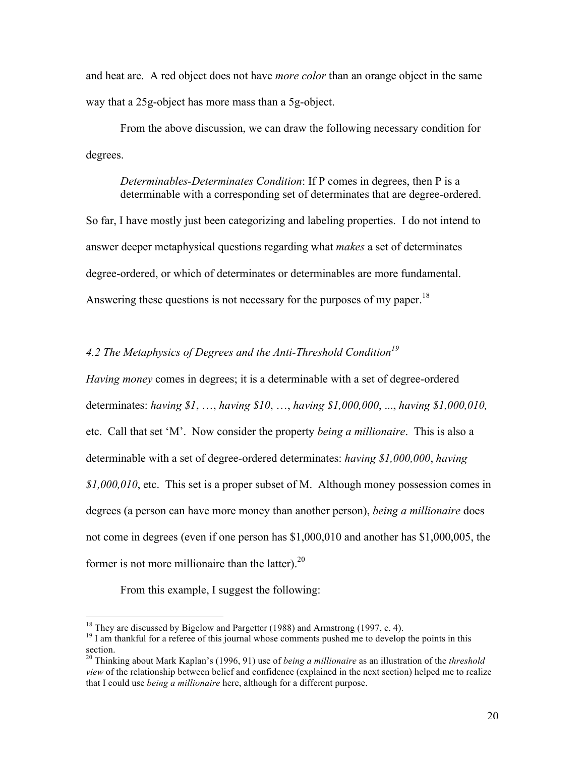and heat are. A red object does not have *more color* than an orange object in the same way that a 25g-object has more mass than a 5g-object.

From the above discussion, we can draw the following necessary condition for degrees.

> *Determinables-Determinates Condition*: If P comes in degrees, then P is a determinable with a corresponding set of determinates that are degree-ordered.

So far, I have mostly just been categorizing and labeling properties. I do not intend to answer deeper metaphysical questions regarding what *makes* a set of determinates degree-ordered, or which of determinates or determinables are more fundamental. Answering these questions is not necessary for the purposes of my paper.[18]

### *4.2 The Metaphysics of Degrees and the Anti-Threshold Condition*[19]

*Having money* comes in degrees; it is a determinable with a set of degree-ordered determinates: *having $1*, …, *having $10*, …, *having $1,000,000*, ..., *having $1,000,010,* etc. Call that set 'M'. Now consider the property *being a millionaire*. This is also a determinable with a set of degree-ordered determinates: *having $1,000,000*, *having $1,000,010*, etc. This set is a proper subset of M. Although money possession comes in degrees (a person can have more money than another person), *being a millionaire* does not come in degrees (even if one person has $1,000,010 and another has $1,000,005, the former is not more millionaire than the latter).[20]

From this example, I suggest the following:

---

[18] They are discussed by Bigelow and Pargetter (1988) and Armstrong (1997, c. 4).

[19] I am thankful for a referee of this journal whose comments pushed me to develop the points in this section.

[20] Thinking about Mark Kaplan's (1996, 91) use of *being a millionaire* as an illustration of the *threshold view* of the relationship between belief and confidence (explained in the next section) helped me to realize that I could use *being a millionaire* here, although for a different purpose.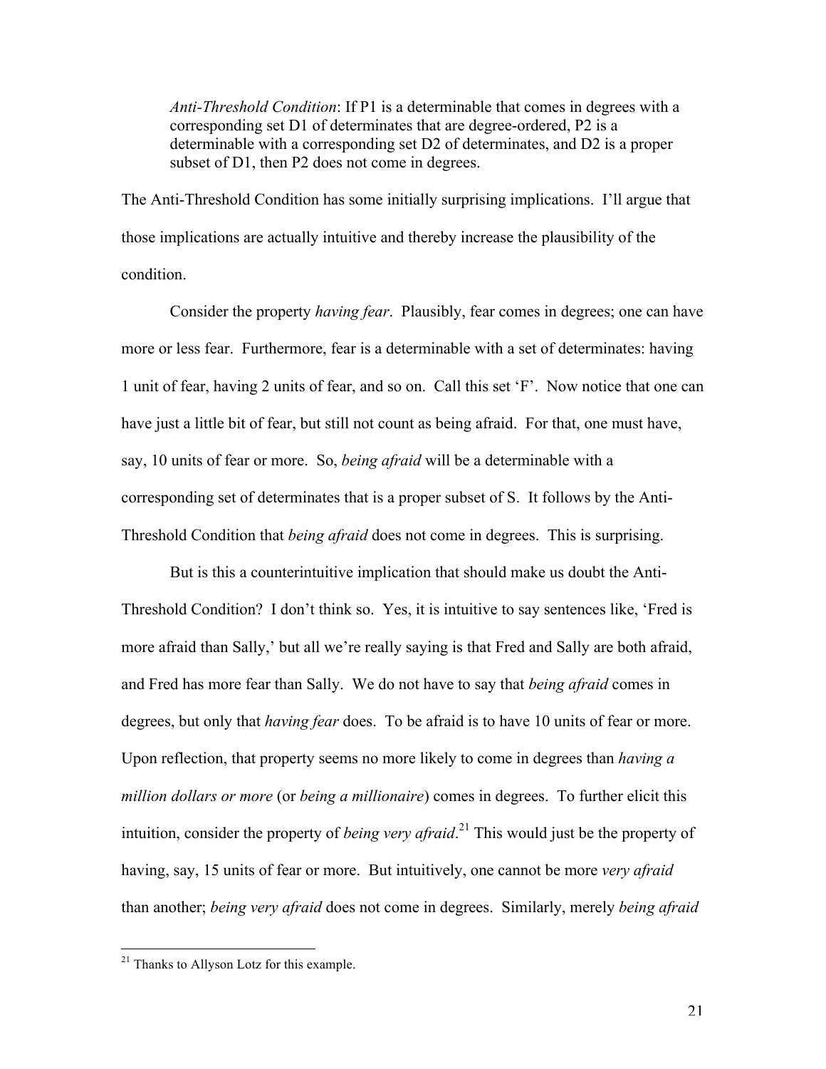> *Anti-Threshold Condition*: If P1 is a determinable that comes in degrees with a corresponding set D1 of determinates that are degree-ordered, P2 is a determinable with a corresponding set D2 of determinates, and D2 is a proper subset of D1, then P2 does not come in degrees.

The Anti-Threshold Condition has some initially surprising implications. I'll argue that those implications are actually intuitive and thereby increase the plausibility of the condition.

Consider the property *having fear*. Plausibly, fear comes in degrees; one can have more or less fear. Furthermore, fear is a determinable with a set of determinates: having 1 unit of fear, having 2 units of fear, and so on. Call this set 'F'. Now notice that one can have just a little bit of fear, but still not count as being afraid. For that, one must have, say, 10 units of fear or more. So, *being afraid* will be a determinable with a corresponding set of determinates that is a proper subset of S. It follows by the Anti-Threshold Condition that *being afraid* does not come in degrees. This is surprising.

But is this a counterintuitive implication that should make us doubt the Anti-Threshold Condition? I don't think so. Yes, it is intuitive to say sentences like, 'Fred is more afraid than Sally,' but all we're really saying is that Fred and Sally are both afraid, and Fred has more fear than Sally. We do not have to say that *being afraid* comes in degrees, but only that *having fear* does. To be afraid is to have 10 units of fear or more. Upon reflection, that property seems no more likely to come in degrees than *having a million dollars or more* (or *being a millionaire*) comes in degrees. To further elicit this intuition, consider the property of *being very afraid*.[21] This would just be the property of having, say, 15 units of fear or more. But intuitively, one cannot be more *very afraid* than another; *being very afraid* does not come in degrees. Similarly, merely *being afraid*

[21] Thanks to Allyson Lotz for this example.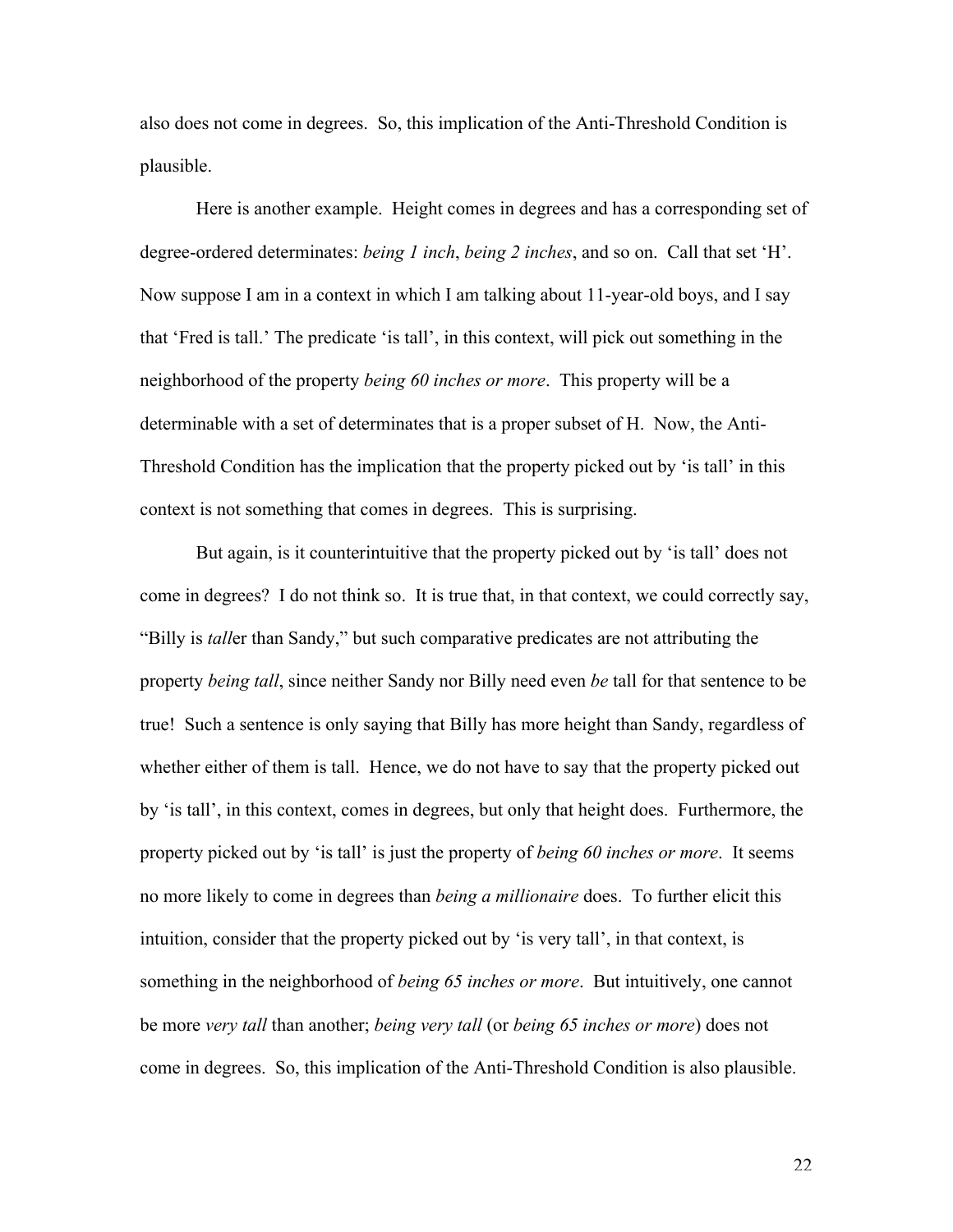also does not come in degrees. So, this implication of the Anti-Threshold Condition is plausible.

Here is another example. Height comes in degrees and has a corresponding set of degree-ordered determinates: *being 1 inch*, *being 2 inches*, and so on. Call that set 'H'. Now suppose I am in a context in which I am talking about 11-year-old boys, and I say that 'Fred is tall.' The predicate 'is tall', in this context, will pick out something in the neighborhood of the property *being 60 inches or more*. This property will be a determinable with a set of determinates that is a proper subset of H. Now, the Anti-Threshold Condition has the implication that the property picked out by 'is tall' in this context is not something that comes in degrees. This is surprising.

But again, is it counterintuitive that the property picked out by 'is tall' does not come in degrees? I do not think so. It is true that, in that context, we could correctly say, "Billy is *tall*er than Sandy," but such comparative predicates are not attributing the property *being tall*, since neither Sandy nor Billy need even *be* tall for that sentence to be true! Such a sentence is only saying that Billy has more height than Sandy, regardless of whether either of them is tall. Hence, we do not have to say that the property picked out by 'is tall', in this context, comes in degrees, but only that height does. Furthermore, the property picked out by 'is tall' is just the property of *being 60 inches or more*. It seems no more likely to come in degrees than *being a millionaire* does. To further elicit this intuition, consider that the property picked out by 'is very tall', in that context, is something in the neighborhood of *being 65 inches or more*. But intuitively, one cannot be more *very tall* than another; *being very tall* (or *being 65 inches or more*) does not come in degrees. So, this implication of the Anti-Threshold Condition is also plausible.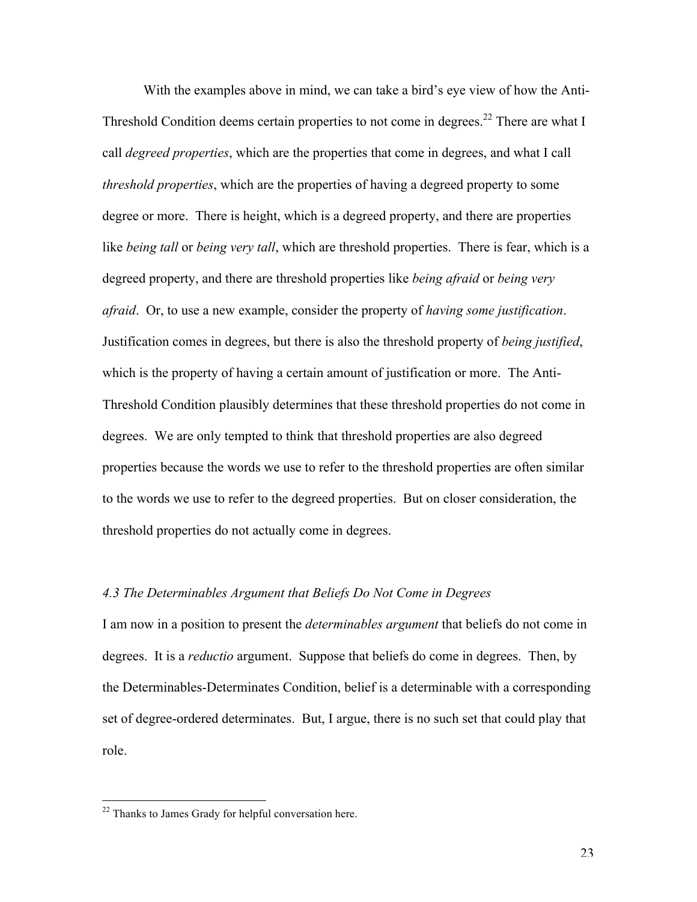With the examples above in mind, we can take a bird's eye view of how the Anti-Threshold Condition deems certain properties to not come in degrees.[22] There are what I call *degreed properties*, which are the properties that come in degrees, and what I call *threshold properties*, which are the properties of having a degreed property to some degree or more. There is height, which is a degreed property, and there are properties like *being tall* or *being very tall*, which are threshold properties. There is fear, which is a degreed property, and there are threshold properties like *being afraid* or *being very afraid*. Or, to use a new example, consider the property of *having some justification*. Justification comes in degrees, but there is also the threshold property of *being justified*, which is the property of having a certain amount of justification or more. The Anti-Threshold Condition plausibly determines that these threshold properties do not come in degrees. We are only tempted to think that threshold properties are also degreed properties because the words we use to refer to the threshold properties are often similar to the words we use to refer to the degreed properties. But on closer consideration, the threshold properties do not actually come in degrees.

### *4.3 The Determinables Argument that Beliefs Do Not Come in Degrees*

I am now in a position to present the *determinables argument* that beliefs do not come in degrees. It is a *reductio* argument. Suppose that beliefs do come in degrees. Then, by the Determinables-Determinates Condition, belief is a determinable with a corresponding set of degree-ordered determinates. But, I argue, there is no such set that could play that role.

---

[22] Thanks to James Grady for helpful conversation here.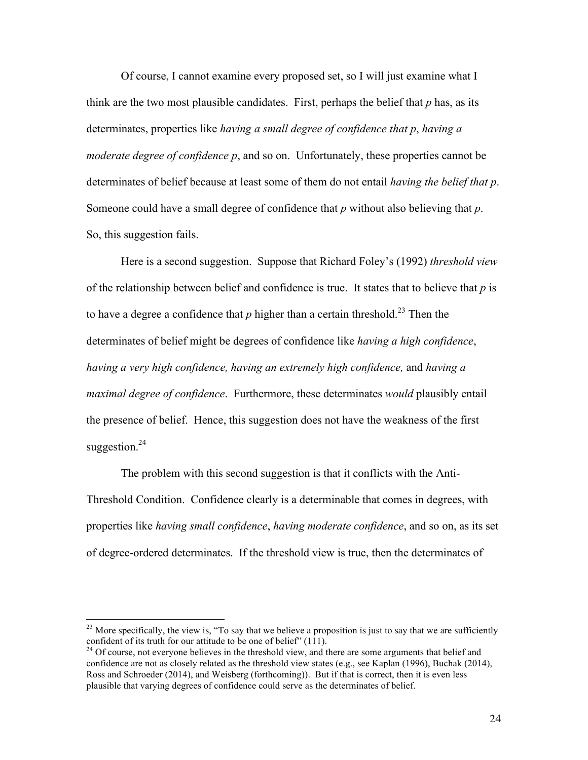Of course, I cannot examine every proposed set, so I will just examine what I think are the two most plausible candidates. First, perhaps the belief that *p* has, as its determinates, properties like *having a small degree of confidence that p*, *having a moderate degree of confidence p*, and so on. Unfortunately, these properties cannot be determinates of belief because at least some of them do not entail *having the belief that p*. Someone could have a small degree of confidence that *p* without also believing that *p*. So, this suggestion fails.

Here is a second suggestion. Suppose that Richard Foley's (1992) *threshold view* of the relationship between belief and confidence is true. It states that to believe that *p* is to have a degree a confidence that *p* higher than a certain threshold.[23] Then the determinates of belief might be degrees of confidence like *having a high confidence*, *having a very high confidence, having an extremely high confidence,* and *having a maximal degree of confidence*. Furthermore, these determinates *would* plausibly entail the presence of belief. Hence, this suggestion does not have the weakness of the first suggestion.[24]

The problem with this second suggestion is that it conflicts with the Anti-Threshold Condition. Confidence clearly is a determinable that comes in degrees, with properties like *having small confidence*, *having moderate confidence*, and so on, as its set of degree-ordered determinates. If the threshold view is true, then the determinates of

---

[23] More specifically, the view is, "To say that we believe a proposition is just to say that we are sufficiently confident of its truth for our attitude to be one of belief" (111).

[24] Of course, not everyone believes in the threshold view, and there are some arguments that belief and confidence are not as closely related as the threshold view states (e.g., see Kaplan (1996), Buchak (2014), Ross and Schroeder (2014), and Weisberg (forthcoming)). But if that is correct, then it is even less plausible that varying degrees of confidence could serve as the determinates of belief.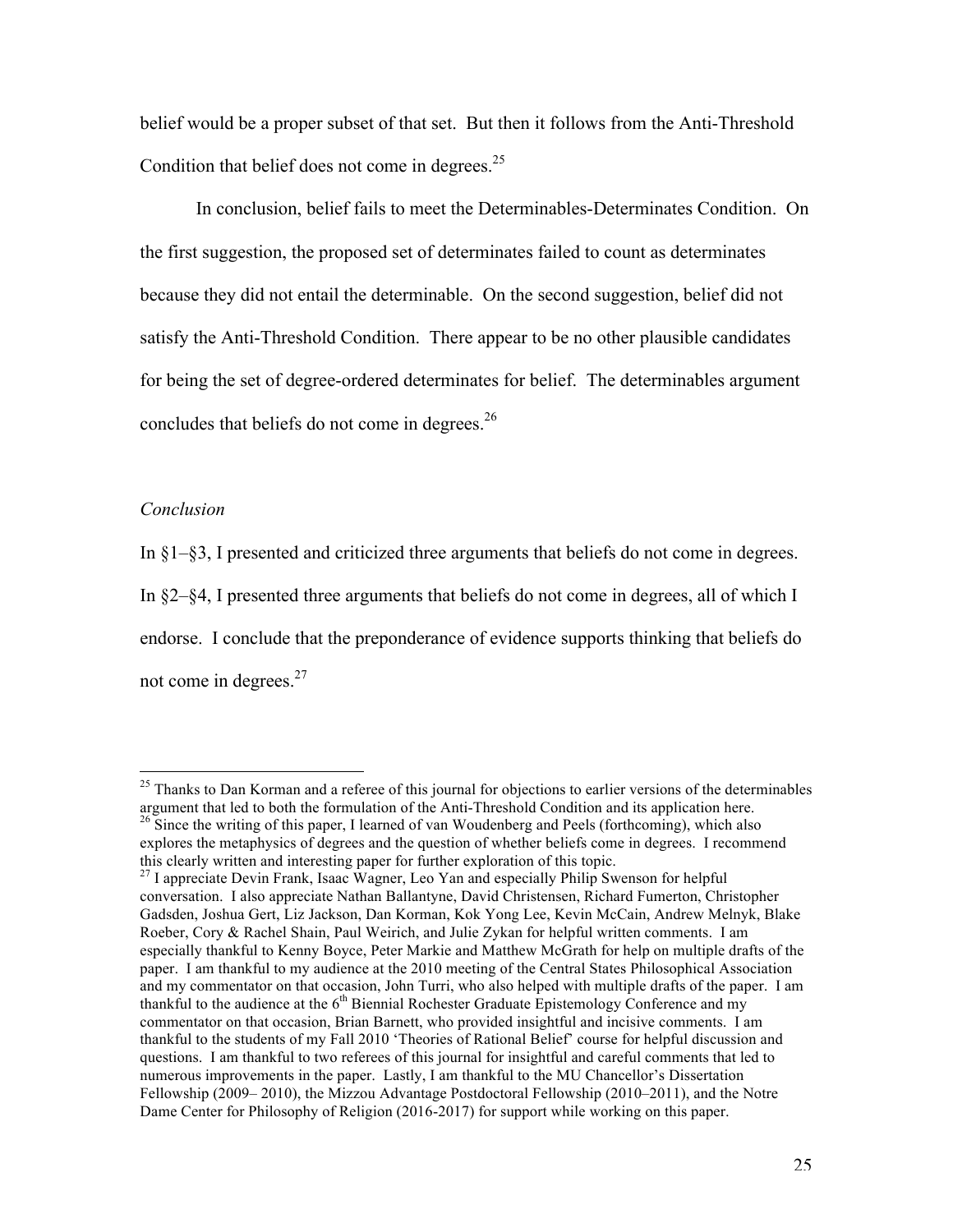belief would be a proper subset of that set. But then it follows from the Anti-Threshold Condition that belief does not come in degrees.[25]

In conclusion, belief fails to meet the Determinables-Determinates Condition. On the first suggestion, the proposed set of determinates failed to count as determinates because they did not entail the determinable. On the second suggestion, belief did not satisfy the Anti-Threshold Condition. There appear to be no other plausible candidates for being the set of degree-ordered determinates for belief. The determinables argument concludes that beliefs do not come in degrees.[26]

### *Conclusion*

In §1–§3, I presented and criticized three arguments that beliefs do not come in degrees. In §2–§4, I presented three arguments that beliefs do not come in degrees, all of which I endorse. I conclude that the preponderance of evidence supports thinking that beliefs do not come in degrees.[27]

---

[25] Thanks to Dan Korman and a referee of this journal for objections to earlier versions of the determinables argument that led to both the formulation of the Anti-Threshold Condition and its application here.

[26] Since the writing of this paper, I learned of van Woudenberg and Peels (forthcoming), which also explores the metaphysics of degrees and the question of whether beliefs come in degrees. I recommend this clearly written and interesting paper for further exploration of this topic.

[27] I appreciate Devin Frank, Isaac Wagner, Leo Yan and especially Philip Swenson for helpful conversation. I also appreciate Nathan Ballantyne, David Christensen, Richard Fumerton, Christopher Gadsden, Joshua Gert, Liz Jackson, Dan Korman, Kok Yong Lee, Kevin McCain, Andrew Melnyk, Blake Roeber, Cory & Rachel Shain, Paul Weirich, and Julie Zykan for helpful written comments. I am especially thankful to Kenny Boyce, Peter Markie and Matthew McGrath for help on multiple drafts of the paper. I am thankful to my audience at the 2010 meeting of the Central States Philosophical Association and my commentator on that occasion, John Turri, who also helped with multiple drafts of the paper. I am thankful to the audience at the 6th Biennial Rochester Graduate Epistemology Conference and my commentator on that occasion, Brian Barnett, who provided insightful and incisive comments. I am thankful to the students of my Fall 2010 'Theories of Rational Belief' course for helpful discussion and questions. I am thankful to two referees of this journal for insightful and careful comments that led to numerous improvements in the paper. Lastly, I am thankful to the MU Chancellor's Dissertation Fellowship (2009– 2010), the Mizzou Advantage Postdoctoral Fellowship (2010–2011), and the Notre Dame Center for Philosophy of Religion (2016-2017) for support while working on this paper.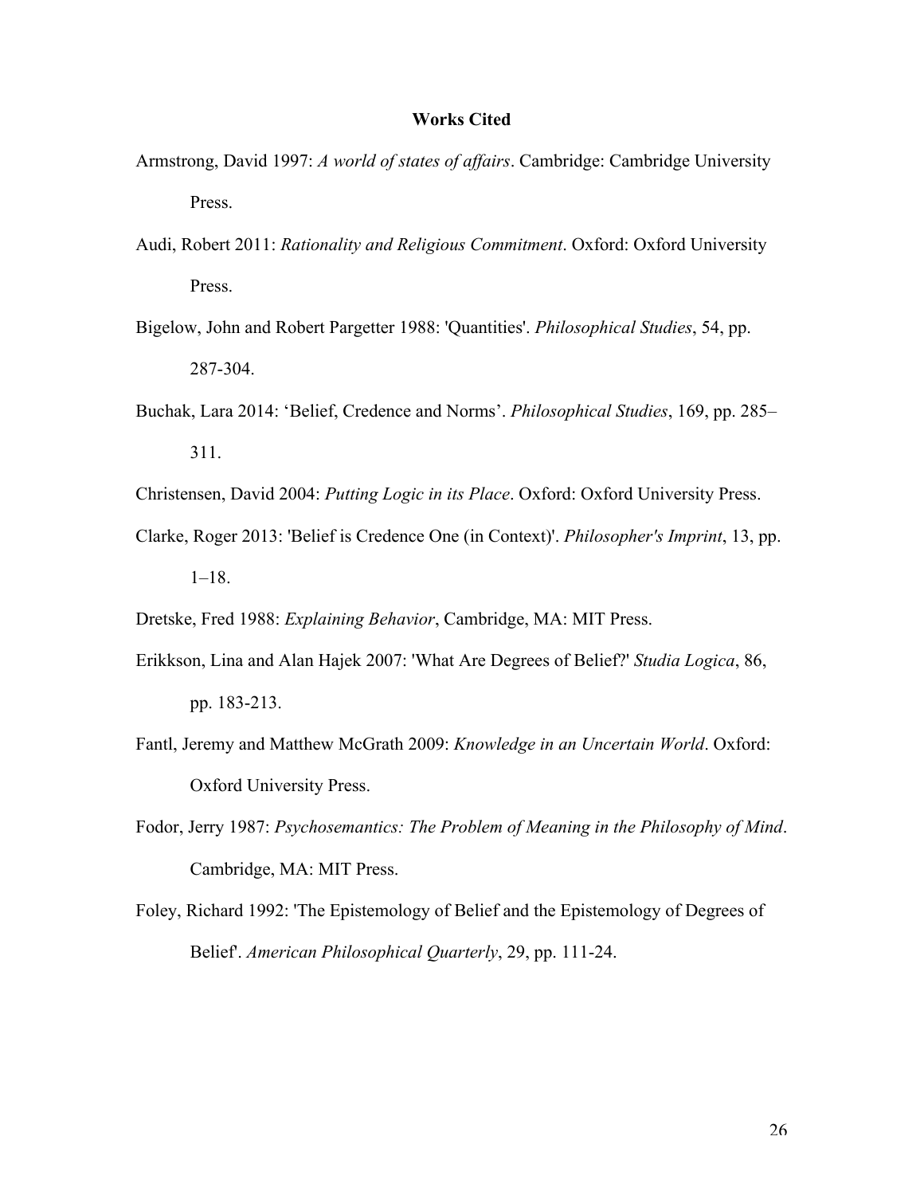**Works Cited**

Armstrong, David 1997: *A world of states of affairs*. Cambridge: Cambridge University Press.

Audi, Robert 2011: *Rationality and Religious Commitment*. Oxford: Oxford University Press.

Bigelow, John and Robert Pargetter 1988: 'Quantities'. *Philosophical Studies*, 54, pp. 287-304.

Buchak, Lara 2014: 'Belief, Credence and Norms'. *Philosophical Studies*, 169, pp. 285–311.

Christensen, David 2004: *Putting Logic in its Place*. Oxford: Oxford University Press.

Clarke, Roger 2013: 'Belief is Credence One (in Context)'. *Philosopher's Imprint*, 13, pp. 1–18.

Dretske, Fred 1988: *Explaining Behavior*, Cambridge, MA: MIT Press.

Erikkson, Lina and Alan Hajek 2007: 'What Are Degrees of Belief?' *Studia Logica*, 86, pp. 183-213.

Fantl, Jeremy and Matthew McGrath 2009: *Knowledge in an Uncertain World*. Oxford: Oxford University Press.

Fodor, Jerry 1987: *Psychosemantics: The Problem of Meaning in the Philosophy of Mind*. Cambridge, MA: MIT Press.

Foley, Richard 1992: 'The Epistemology of Belief and the Epistemology of Degrees of Belief'. *American Philosophical Quarterly*, 29, pp. 111-24.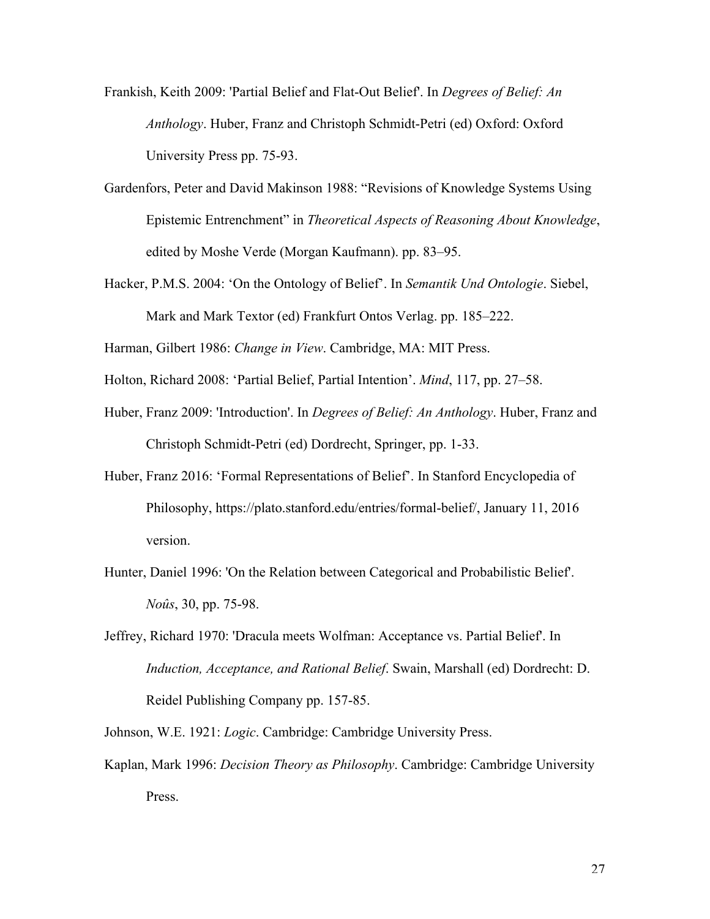Frankish, Keith 2009: 'Partial Belief and Flat-Out Belief'. In *Degrees of Belief: An Anthology*. Huber, Franz and Christoph Schmidt-Petri (ed) Oxford: Oxford University Press pp. 75-93.

Gardenfors, Peter and David Makinson 1988: "Revisions of Knowledge Systems Using Epistemic Entrenchment" in *Theoretical Aspects of Reasoning About Knowledge*, edited by Moshe Verde (Morgan Kaufmann). pp. 83–95.

Hacker, P.M.S. 2004: 'On the Ontology of Belief'. In *Semantik Und Ontologie*. Siebel, Mark and Mark Textor (ed) Frankfurt Ontos Verlag. pp. 185–222.

Harman, Gilbert 1986: *Change in View*. Cambridge, MA: MIT Press.

Holton, Richard 2008: 'Partial Belief, Partial Intention'. *Mind*, 117, pp. 27–58.

Huber, Franz 2009: 'Introduction'. In *Degrees of Belief: An Anthology*. Huber, Franz and Christoph Schmidt-Petri (ed) Dordrecht, Springer, pp. 1-33.

Huber, Franz 2016: 'Formal Representations of Belief'. In Stanford Encyclopedia of Philosophy, https://plato.stanford.edu/entries/formal-belief/, January 11, 2016 version.

Hunter, Daniel 1996: 'On the Relation between Categorical and Probabilistic Belief'. *Noûs*, 30, pp. 75-98.

Jeffrey, Richard 1970: 'Dracula meets Wolfman: Acceptance vs. Partial Belief'. In *Induction, Acceptance, and Rational Belief*. Swain, Marshall (ed) Dordrecht: D. Reidel Publishing Company pp. 157-85.

Johnson, W.E. 1921: *Logic*. Cambridge: Cambridge University Press.

Kaplan, Mark 1996: *Decision Theory as Philosophy*. Cambridge: Cambridge University Press.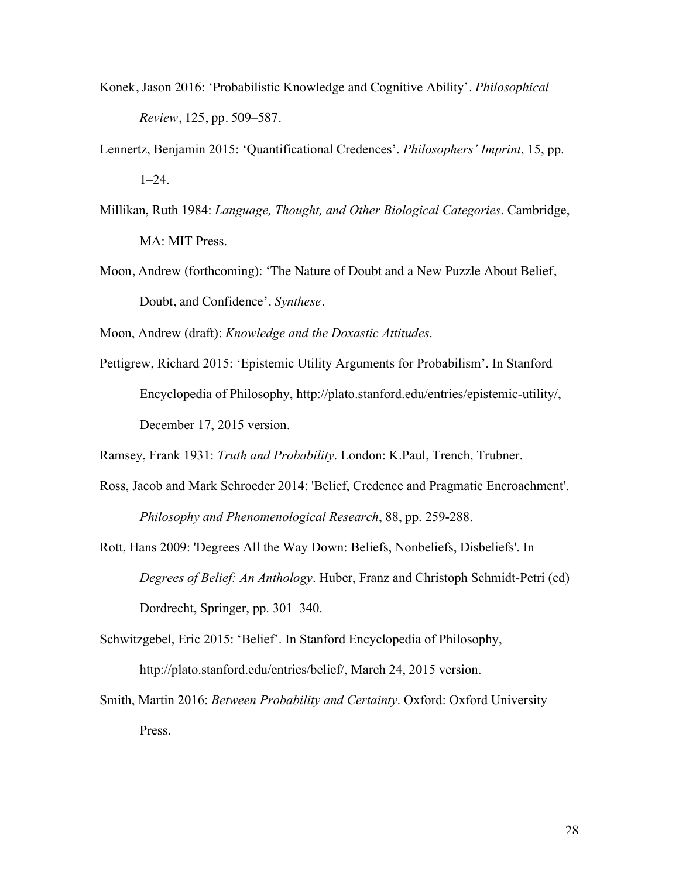Konek, Jason 2016: 'Probabilistic Knowledge and Cognitive Ability'. *Philosophical Review*, 125, pp. 509–587.

Lennertz, Benjamin 2015: 'Quantificational Credences'. *Philosophers' Imprint*, 15, pp. 1–24.

Millikan, Ruth 1984: *Language, Thought, and Other Biological Categories*. Cambridge, MA: MIT Press.

Moon, Andrew (forthcoming): 'The Nature of Doubt and a New Puzzle About Belief, Doubt, and Confidence'. *Synthese*.

Moon, Andrew (draft): *Knowledge and the Doxastic Attitudes*.

Pettigrew, Richard 2015: 'Epistemic Utility Arguments for Probabilism'. In Stanford Encyclopedia of Philosophy, http://plato.stanford.edu/entries/epistemic-utility/, December 17, 2015 version.

Ramsey, Frank 1931: *Truth and Probability*. London: K.Paul, Trench, Trubner.

Ross, Jacob and Mark Schroeder 2014: 'Belief, Credence and Pragmatic Encroachment'. *Philosophy and Phenomenological Research*, 88, pp. 259-288.

Rott, Hans 2009: 'Degrees All the Way Down: Beliefs, Nonbeliefs, Disbeliefs'. In *Degrees of Belief: An Anthology*. Huber, Franz and Christoph Schmidt-Petri (ed) Dordrecht, Springer, pp. 301–340.

Schwitzgebel, Eric 2015: 'Belief'. In Stanford Encyclopedia of Philosophy, http://plato.stanford.edu/entries/belief/, March 24, 2015 version.

Smith, Martin 2016: *Between Probability and Certainty*. Oxford: Oxford University Press.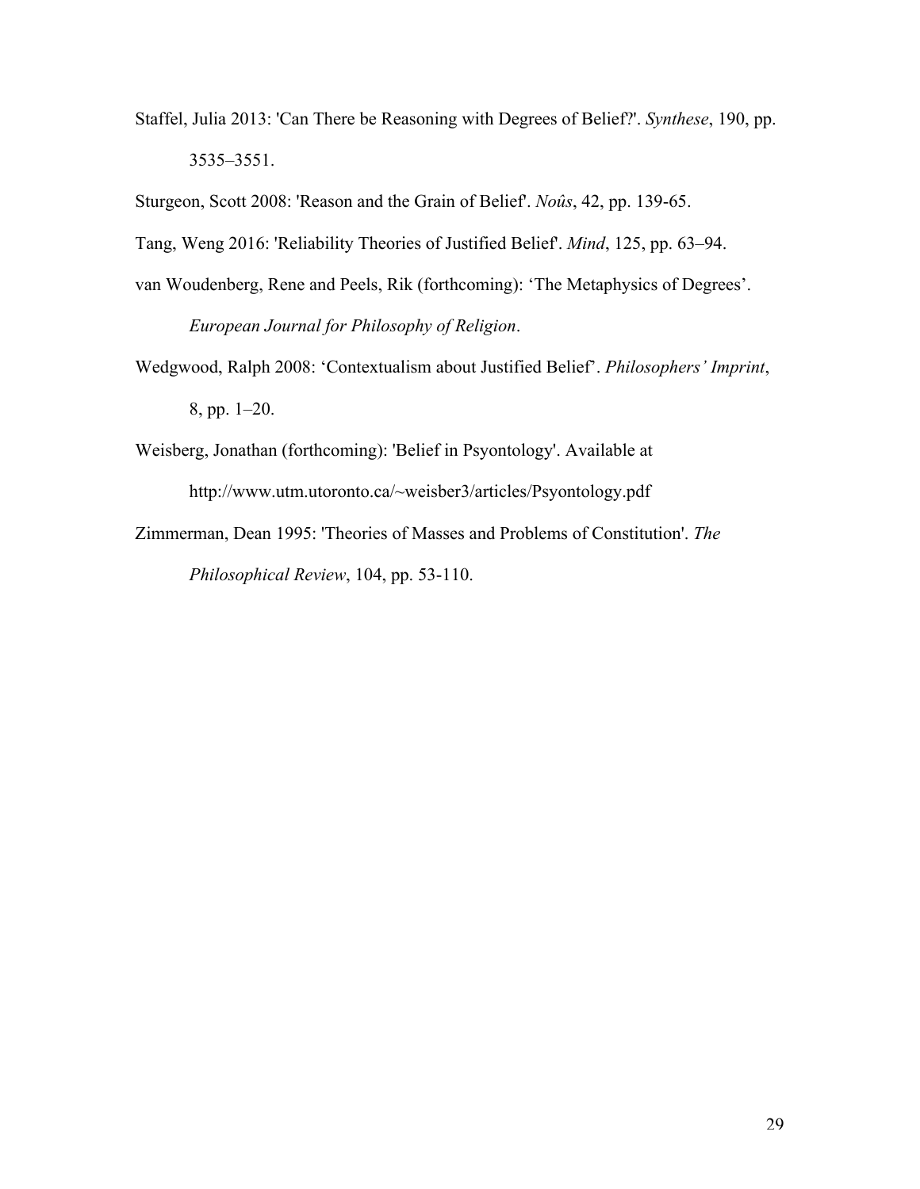Staffel, Julia 2013: 'Can There be Reasoning with Degrees of Belief?'. *Synthese*, 190, pp. 3535–3551.

Sturgeon, Scott 2008: 'Reason and the Grain of Belief'. *Noûs*, 42, pp. 139-65.

Tang, Weng 2016: 'Reliability Theories of Justified Belief'. *Mind*, 125, pp. 63–94.

van Woudenberg, Rene and Peels, Rik (forthcoming): 'The Metaphysics of Degrees'. *European Journal for Philosophy of Religion*.

Wedgwood, Ralph 2008: 'Contextualism about Justified Belief'. *Philosophers' Imprint*, 8, pp. 1–20.

Weisberg, Jonathan (forthcoming): 'Belief in Psyontology'. Available at http://www.utm.utoronto.ca/~weisber3/articles/Psyontology.pdf

Zimmerman, Dean 1995: 'Theories of Masses and Problems of Constitution'. *The Philosophical Review*, 104, pp. 53-110.